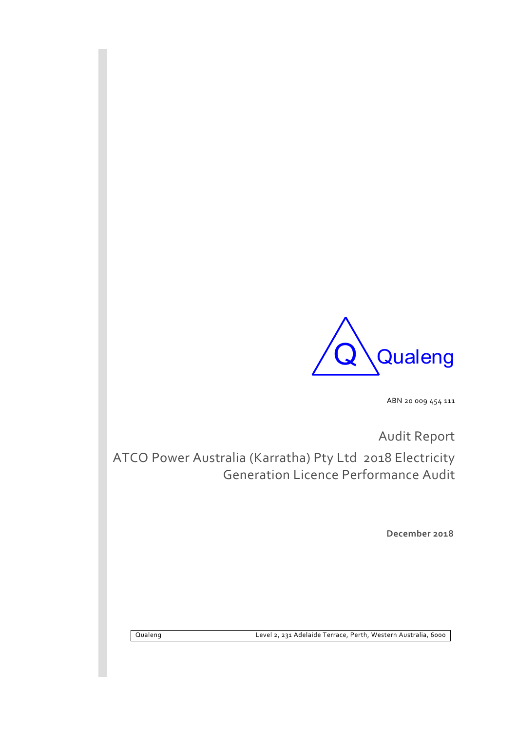Qualeng

ABN 20 009 454 111

# Audit Report

# ATCO Power Australia (Karratha) Pty Ltd 2018 Electricity Generation Licence Performance Audit

**December 2018**

Qualeng Level 2, 231 Adelaide Terrace, Perth, Western Australia, 6000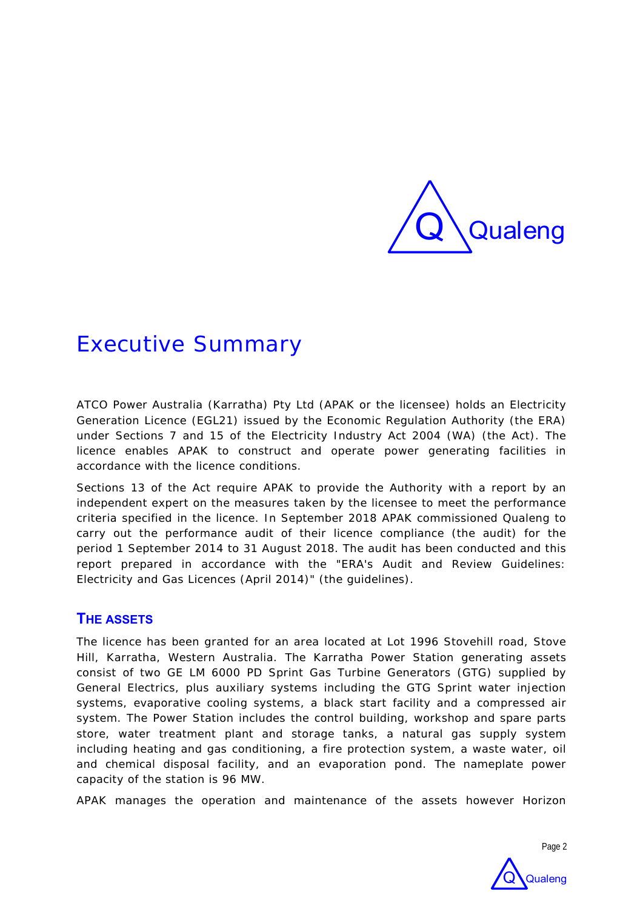# Executive Summary

ATCO Power Australia (Karratha) Pty Ltd (APAK or the licensee) holds an Electricity Generation Licence (EGL21) issued by the Economic Regulation Authority (the ERA) under Sections 7 and 15 of the Electricity Industry Act 2004 (WA) (the Act). The licence enables APAK to construct and operate power generating facilities in accordance with the licence conditions.

Sections 13 of the Act require APAK to provide the Authority with a report by an independent expert on the measures taken by the licensee to meet the performance criteria specified in the licence. In September 2018 APAK commissioned Qualeng to carry out the performance audit of their licence compliance (the audit) for the period 1 September 2014 to 31 August 2018. The audit has been conducted and this report prepared in accordance with the "ERA's Audit and Review Guidelines: Electricity and Gas Licences (April 2014)" (the guidelines).

## The Assets

The licence has been granted for an area located at Lot 1996 Stovehill road, Stove Hill, Karratha, Western Australia. The Karratha Power Station generating assets consist of two GE LM 6000 PD Sprint Gas Turbine Generators (GTG) supplied by General Electrics, plus auxiliary systems including the GTG Sprint water injection systems, evaporative cooling systems, a black start facility and a compressed air system. The Power Station includes the control building, workshop and spare parts store, water treatment plant and storage tanks, a natural gas supply system including heating and gas conditioning, a fire protection system, a waste water, oil and chemical disposal facility, and an evaporation pond. The nameplate power capacity of the station is 96 MW.

APAK manages the operation and maintenance of the assets however Horizon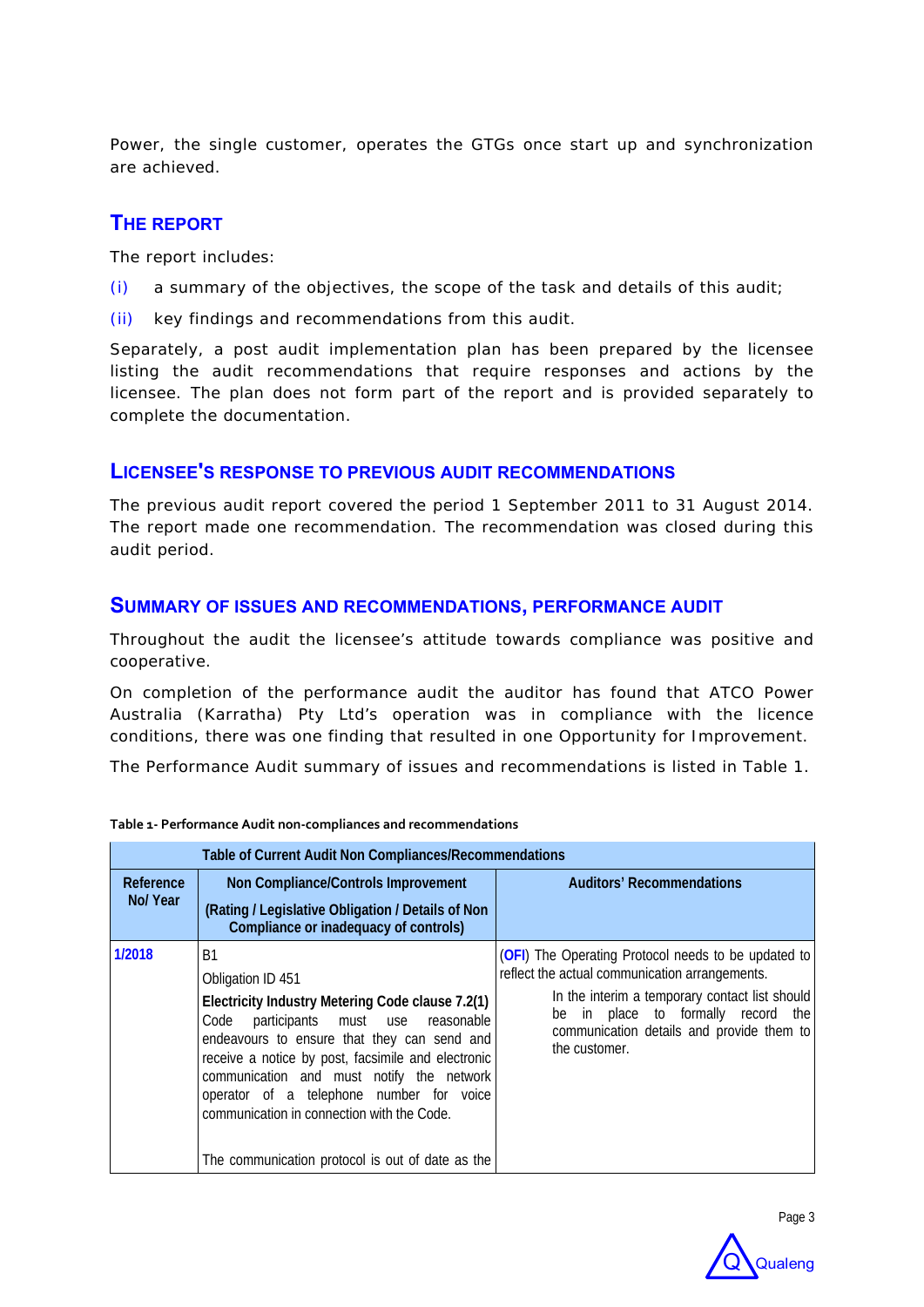Power, the single customer, operates the GTGs once start up and synchronization are achieved.

## THE REPORT

The report includes:

(i) a summary of the objectives, the scope of the task and details of this audit;

(ii) key findings and recommendations from this audit.

Separately, a post audit implementation plan has been prepared by the licensee listing the audit recommendations that require responses and actions by the licensee. The plan does not form part of the report and is provided separately to complete the documentation.

## LICENSEE'S RESPONSE TO PREVIOUS AUDIT RECOMMENDATIONS

The previous audit report covered the period 1 September 2011 to 31 August 2014. The report made one recommendation. The recommendation was closed during this audit period.

## SUMMARY OF ISSUES AND RECOMMENDATIONS, PERFORMANCE AUDIT

Throughout the audit the licensee's attitude towards compliance was positive and cooperative.

On completion of the performance audit the auditor has found that ATCO Power Australia (Karratha) Pty Ltd's operation was in compliance with the licence conditions, there was one finding that resulted in one Opportunity for Improvement.

The Performance Audit summary of issues and recommendations is listed in Table 1.

**Table 1- Performance Audit non-compliances and recommendations**

| Table of Current Audit Non Compliances/Recommendations | | |
|---|---|---|
| **Reference No/ Year** | **Non Compliance/Controls Improvement** **(Rating / Legislative Obligation / Details of Non Compliance or inadequacy of controls)** | **Auditors' Recommendations** |
| **1/2018** | B1<br>Obligation ID 451<br>**Electricity Industry Metering Code clause 7.2(1)**<br>Code participants must use reasonable endeavours to ensure that they can send and receive a notice by post, facsimile and electronic communication and must notify the network operator of a telephone number for voice communication in connection with the Code.<br><br>The communication protocol is out of date as the | (**OFI**) The Operating Protocol needs to be updated to reflect the actual communication arrangements.<br>In the interim a temporary contact list should be in place to formally record the communication details and provide them to the customer. |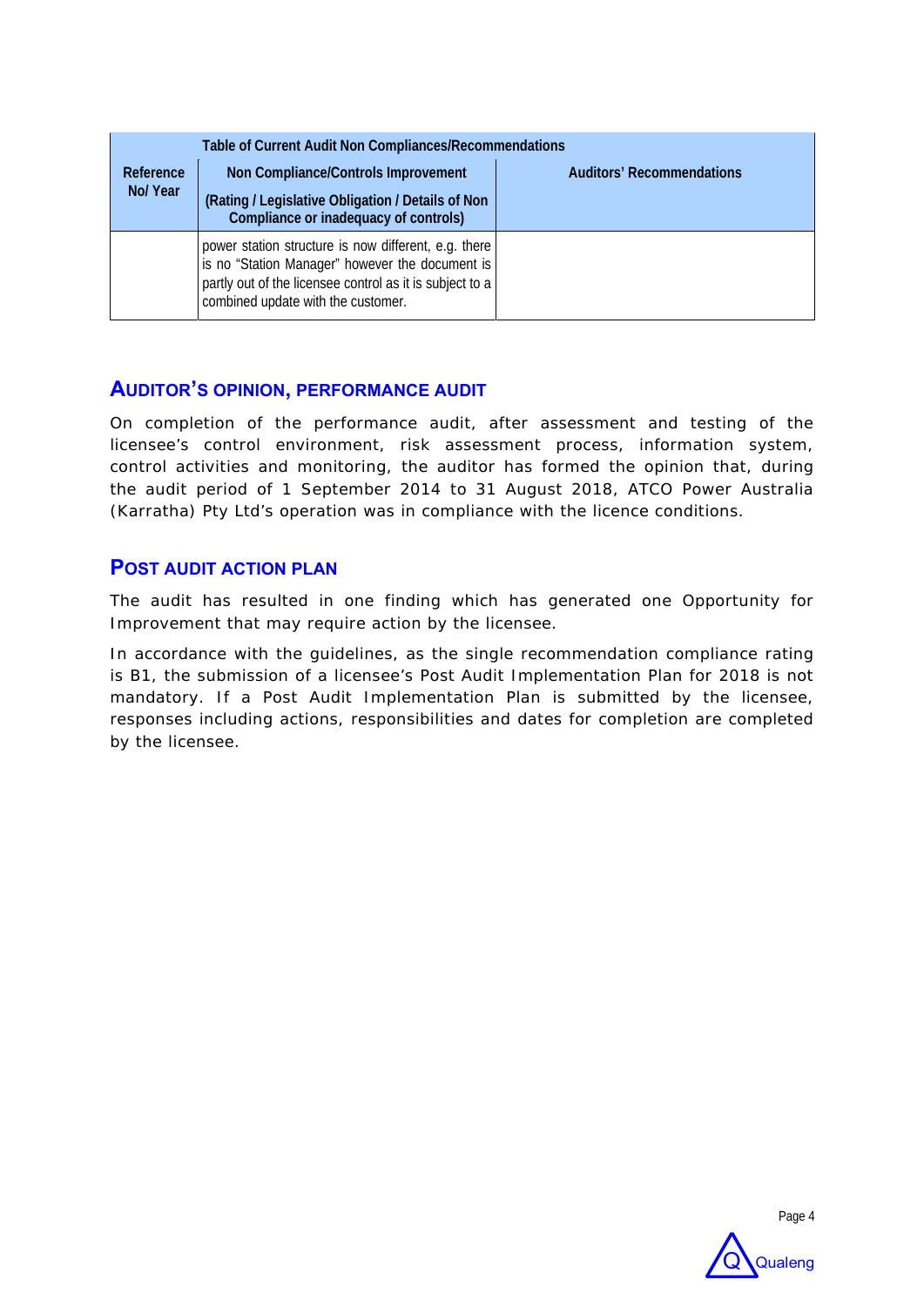| Table of Current Audit Non Compliances/Recommendations | | |
|---|---|---|
| Reference No/ Year | Non Compliance/Controls Improvement<br>(Rating / Legislative Obligation / Details of Non Compliance or inadequacy of controls) | Auditors' Recommendations |
| | power station structure is now different, e.g. there is no "Station Manager" however the document is partly out of the licensee control as it is subject to a combined update with the customer. | |

## AUDITOR'S OPINION, PERFORMANCE AUDIT

On completion of the performance audit, after assessment and testing of the licensee's control environment, risk assessment process, information system, control activities and monitoring, the auditor has formed the opinion that, during the audit period of 1 September 2014 to 31 August 2018, ATCO Power Australia (Karratha) Pty Ltd's operation was in compliance with the licence conditions.

## POST AUDIT ACTION PLAN

The audit has resulted in one finding which has generated one Opportunity for Improvement that may require action by the licensee.

In accordance with the guidelines, as the single recommendation compliance rating is B1, the submission of a licensee's Post Audit Implementation Plan for 2018 is not mandatory. If a Post Audit Implementation Plan is submitted by the licensee, responses including actions, responsibilities and dates for completion are completed by the licensee.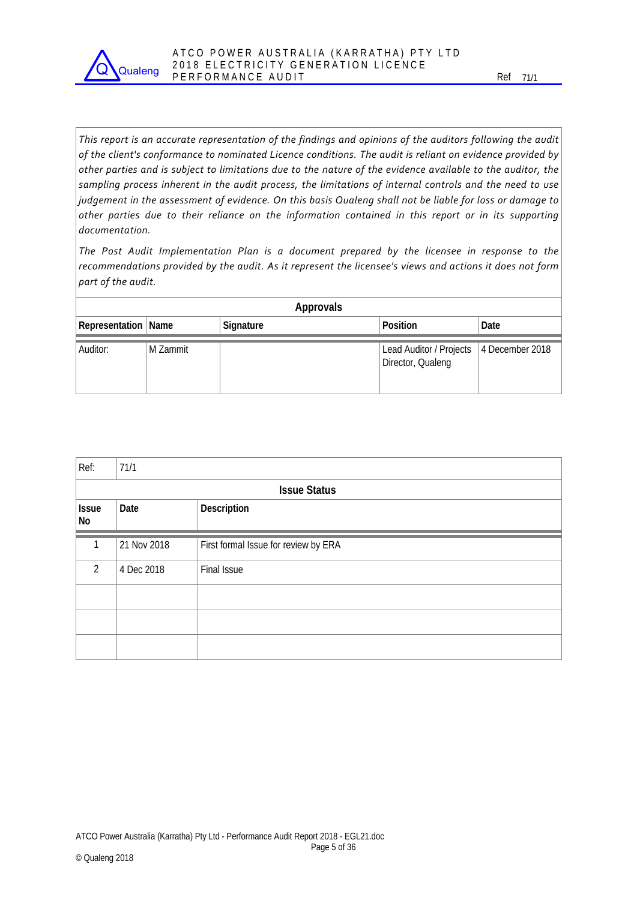*This report is an accurate representation of the findings and opinions of the auditors following the audit of the client's conformance to nominated Licence conditions. The audit is reliant on evidence provided by other parties and is subject to limitations due to the nature of the evidence available to the auditor, the sampling process inherent in the audit process, the limitations of internal controls and the need to use judgement in the assessment of evidence. On this basis Qualeng shall not be liable for loss or damage to other parties due to their reliance on the information contained in this report or in its supporting documentation.*

*The Post Audit Implementation Plan is a document prepared by the licensee in response to the recommendations provided by the audit. As it represent the licensee's views and actions it does not form part of the audit.*

| Approvals | | | | |
|---|---|---|---|---|
| **Representation** | **Name** | **Signature** | **Position** | **Date** |
| Auditor: | M Zammit | | Lead Auditor / Projects Director, Qualeng | 4 December 2018 |

| Ref: | 71/1 | |
|---|---|---|
| **Issue Status** | | |
| **Issue No** | **Date** | **Description** |
| 1 | 21 Nov 2018 | First formal Issue for review by ERA |
| 2 | 4 Dec 2018 | Final Issue |
| | | |
| | | |
| | | |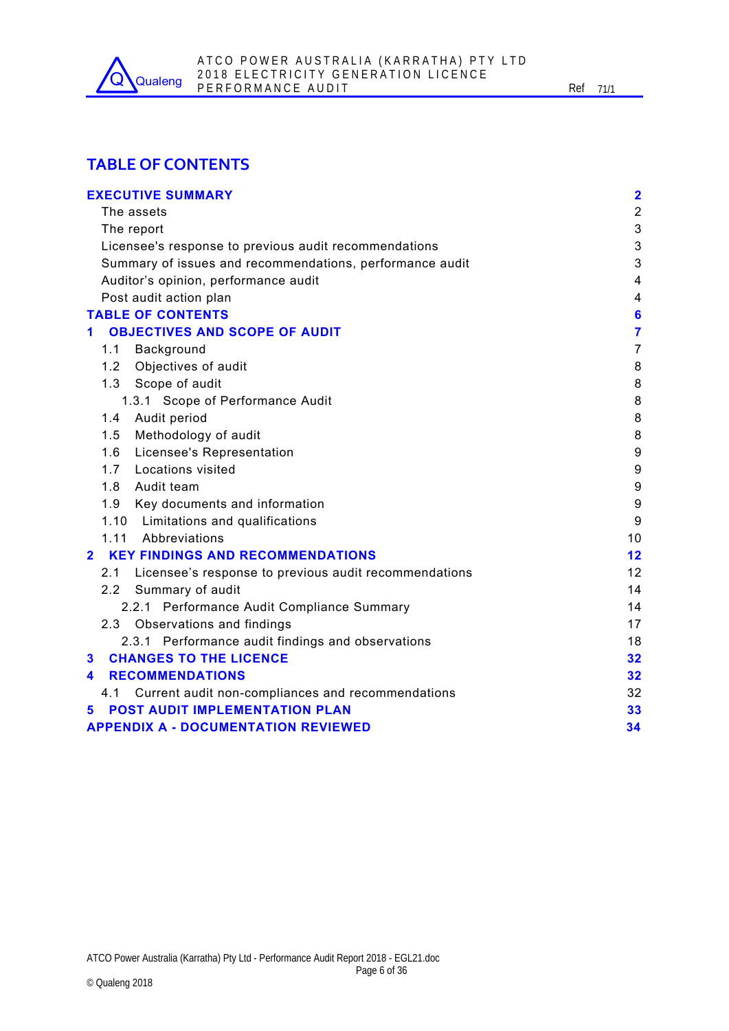# TABLE OF CONTENTS

| | |
|---|---|
| **EXECUTIVE SUMMARY** | **2** |
| The assets | 2 |
| The report | 3 |
| Licensee's response to previous audit recommendations | 3 |
| Summary of issues and recommendations, performance audit | 3 |
| Auditor's opinion, performance audit | 4 |
| Post audit action plan | 4 |
| **TABLE OF CONTENTS** | **6** |
| **1 OBJECTIVES AND SCOPE OF AUDIT** | **7** |
| 1.1 Background | 7 |
| 1.2 Objectives of audit | 8 |
| 1.3 Scope of audit | 8 |
| 1.3.1 Scope of Performance Audit | 8 |
| 1.4 Audit period | 8 |
| 1.5 Methodology of audit | 8 |
| 1.6 Licensee's Representation | 9 |
| 1.7 Locations visited | 9 |
| 1.8 Audit team | 9 |
| 1.9 Key documents and information | 9 |
| 1.10 Limitations and qualifications | 9 |
| 1.11 Abbreviations | 10 |
| **2 KEY FINDINGS AND RECOMMENDATIONS** | **12** |
| 2.1 Licensee's response to previous audit recommendations | 12 |
| 2.2 Summary of audit | 14 |
| 2.2.1 Performance Audit Compliance Summary | 14 |
| 2.3 Observations and findings | 17 |
| 2.3.1 Performance audit findings and observations | 18 |
| **3 CHANGES TO THE LICENCE** | **32** |
| **4 RECOMMENDATIONS** | **32** |
| 4.1 Current audit non-compliances and recommendations | 32 |
| **5 POST AUDIT IMPLEMENTATION PLAN** | **33** |
| **APPENDIX A - DOCUMENTATION REVIEWED** | **34** |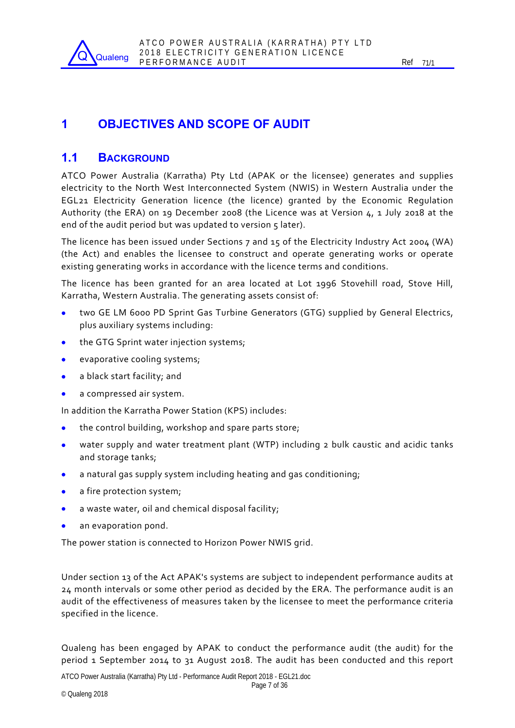# 1 OBJECTIVES AND SCOPE OF AUDIT

## 1.1 BACKGROUND

ATCO Power Australia (Karratha) Pty Ltd (APAK or the licensee) generates and supplies electricity to the North West Interconnected System (NWIS) in Western Australia under the EGL21 Electricity Generation licence (the licence) granted by the Economic Regulation Authority (the ERA) on 19 December 2008 (the Licence was at Version 4, 1 July 2018 at the end of the audit period but was updated to version 5 later).

The licence has been issued under Sections 7 and 15 of the Electricity Industry Act 2004 (WA) (the Act) and enables the licensee to construct and operate generating works or operate existing generating works in accordance with the licence terms and conditions.

The licence has been granted for an area located at Lot 1996 Stovehill road, Stove Hill, Karratha, Western Australia. The generating assets consist of:

- two GE LM 6000 PD Sprint Gas Turbine Generators (GTG) supplied by General Electrics, plus auxiliary systems including:
- the GTG Sprint water injection systems;
- evaporative cooling systems;
- a black start facility; and
- a compressed air system.

In addition the Karratha Power Station (KPS) includes:

- the control building, workshop and spare parts store;
- water supply and water treatment plant (WTP) including 2 bulk caustic and acidic tanks and storage tanks;
- a natural gas supply system including heating and gas conditioning;
- a fire protection system;
- a waste water, oil and chemical disposal facility;
- an evaporation pond.

The power station is connected to Horizon Power NWIS grid.

Under section 13 of the Act APAK's systems are subject to independent performance audits at 24 month intervals or some other period as decided by the ERA. The performance audit is an audit of the effectiveness of measures taken by the licensee to meet the performance criteria specified in the licence.

Qualeng has been engaged by APAK to conduct the performance audit (the audit) for the period 1 September 2014 to 31 August 2018. The audit has been conducted and this report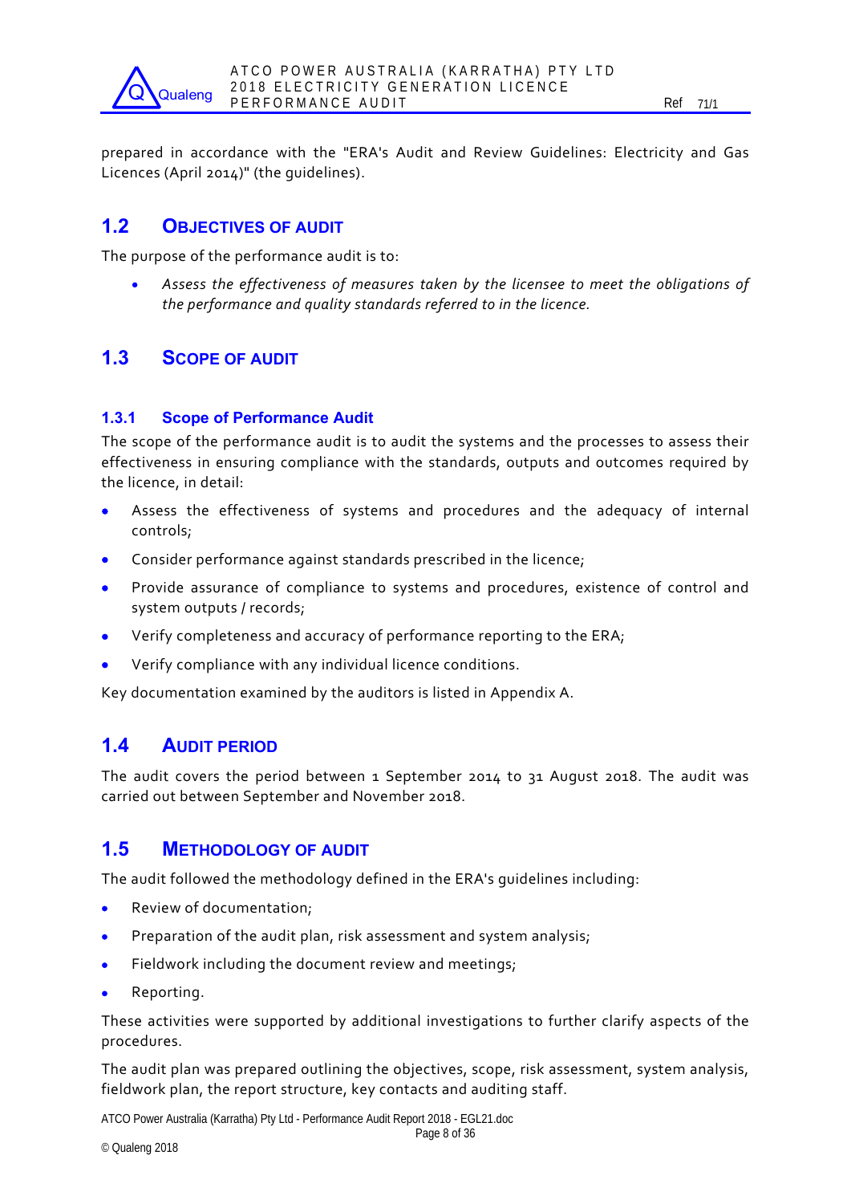prepared in accordance with the "ERA's Audit and Review Guidelines: Electricity and Gas Licences (April 2014)" (the guidelines).

## 1.2 Objectives of Audit

The purpose of the performance audit is to:

- *Assess the effectiveness of measures taken by the licensee to meet the obligations of the performance and quality standards referred to in the licence.*

## 1.3 Scope of Audit

### 1.3.1 Scope of Performance Audit

The scope of the performance audit is to audit the systems and the processes to assess their effectiveness in ensuring compliance with the standards, outputs and outcomes required by the licence, in detail:

- Assess the effectiveness of systems and procedures and the adequacy of internal controls;
- Consider performance against standards prescribed in the licence;
- Provide assurance of compliance to systems and procedures, existence of control and system outputs / records;
- Verify completeness and accuracy of performance reporting to the ERA;
- Verify compliance with any individual licence conditions.

Key documentation examined by the auditors is listed in Appendix A.

## 1.4 Audit Period

The audit covers the period between 1 September 2014 to 31 August 2018. The audit was carried out between September and November 2018.

## 1.5 Methodology of Audit

The audit followed the methodology defined in the ERA's guidelines including:

- Review of documentation;
- Preparation of the audit plan, risk assessment and system analysis;
- Fieldwork including the document review and meetings;
- Reporting.

These activities were supported by additional investigations to further clarify aspects of the procedures.

The audit plan was prepared outlining the objectives, scope, risk assessment, system analysis, fieldwork plan, the report structure, key contacts and auditing staff.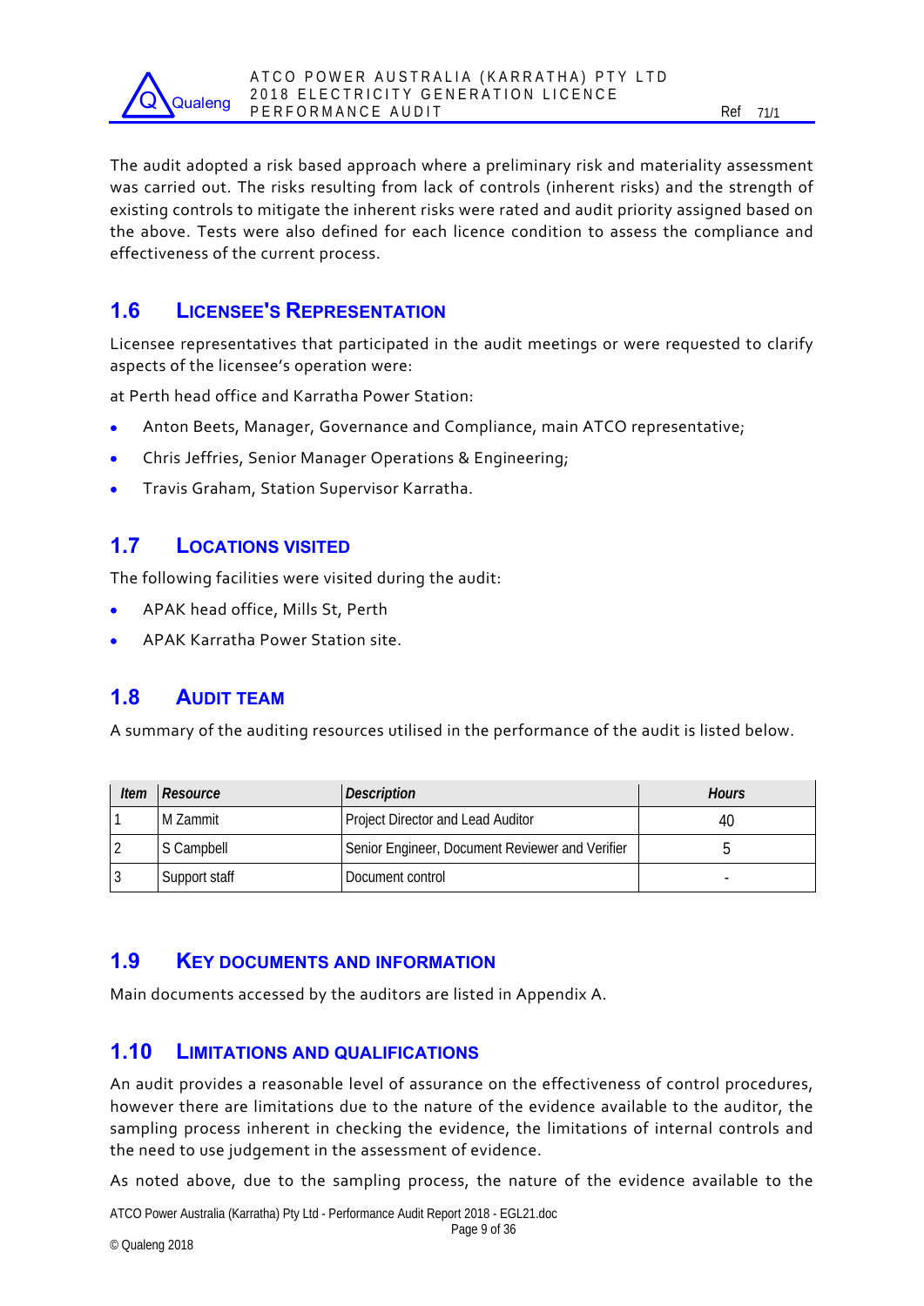The audit adopted a risk based approach where a preliminary risk and materiality assessment was carried out. The risks resulting from lack of controls (inherent risks) and the strength of existing controls to mitigate the inherent risks were rated and audit priority assigned based on the above. Tests were also defined for each licence condition to assess the compliance and effectiveness of the current process.

## 1.6 Licensee's Representation

Licensee representatives that participated in the audit meetings or were requested to clarify aspects of the licensee's operation were:

at Perth head office and Karratha Power Station:

- Anton Beets, Manager, Governance and Compliance, main ATCO representative;
- Chris Jeffries, Senior Manager Operations & Engineering;
- Travis Graham, Station Supervisor Karratha.

## 1.7 Locations Visited

The following facilities were visited during the audit:

- APAK head office, Mills St, Perth
- APAK Karratha Power Station site.

## 1.8 Audit Team

A summary of the auditing resources utilised in the performance of the audit is listed below.

| *Item* | *Resource* | *Description* | *Hours* |
|---|---|---|---|
| 1 | M Zammit | Project Director and Lead Auditor | 40 |
| 2 | S Campbell | Senior Engineer, Document Reviewer and Verifier | 5 |
| 3 | Support staff | Document control | - |

## 1.9 Key Documents and Information

Main documents accessed by the auditors are listed in Appendix A.

## 1.10 Limitations and Qualifications

An audit provides a reasonable level of assurance on the effectiveness of control procedures, however there are limitations due to the nature of the evidence available to the auditor, the sampling process inherent in checking the evidence, the limitations of internal controls and the need to use judgement in the assessment of evidence.

As noted above, due to the sampling process, the nature of the evidence available to the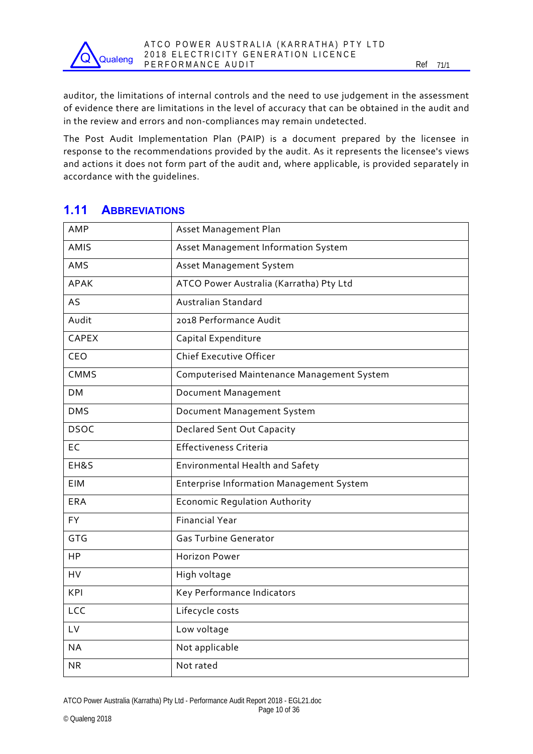auditor, the limitations of internal controls and the need to use judgement in the assessment of evidence there are limitations in the level of accuracy that can be obtained in the audit and in the review and errors and non-compliances may remain undetected.

The Post Audit Implementation Plan (PAIP) is a document prepared by the licensee in response to the recommendations provided by the audit. As it represents the licensee's views and actions it does not form part of the audit and, where applicable, is provided separately in accordance with the guidelines.

## 1.11 Abbreviations

| | |
|---|---|
| AMP | Asset Management Plan |
| AMIS | Asset Management Information System |
| AMS | Asset Management System |
| APAK | ATCO Power Australia (Karratha) Pty Ltd |
| AS | Australian Standard |
| Audit | 2018 Performance Audit |
| CAPEX | Capital Expenditure |
| CEO | Chief Executive Officer |
| CMMS | Computerised Maintenance Management System |
| DM | Document Management |
| DMS | Document Management System |
| DSOC | Declared Sent Out Capacity |
| EC | Effectiveness Criteria |
| EH&S | Environmental Health and Safety |
| EIM | Enterprise Information Management System |
| ERA | Economic Regulation Authority |
| FY | Financial Year |
| GTG | Gas Turbine Generator |
| HP | Horizon Power |
| HV | High voltage |
| KPI | Key Performance Indicators |
| LCC | Lifecycle costs |
| LV | Low voltage |
| NA | Not applicable |
| NR | Not rated |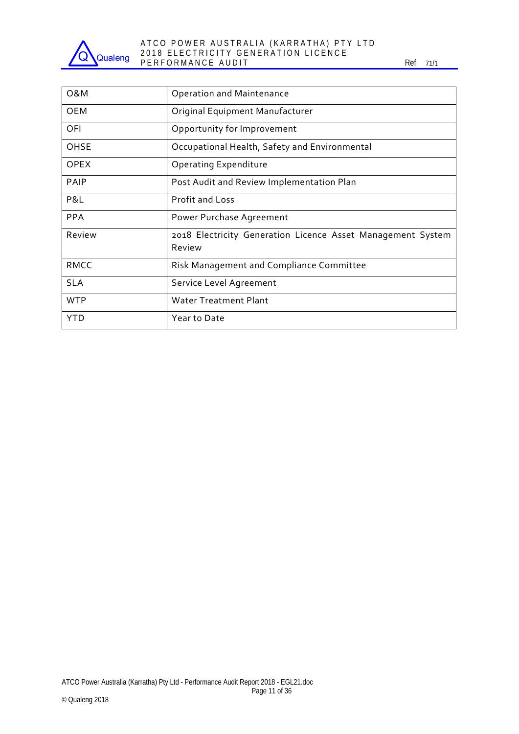| | |
|---|---|
| O&M | Operation and Maintenance |
| OEM | Original Equipment Manufacturer |
| OFI | Opportunity for Improvement |
| OHSE | Occupational Health, Safety and Environmental |
| OPEX | Operating Expenditure |
| PAIP | Post Audit and Review Implementation Plan |
| P&L | Profit and Loss |
| PPA | Power Purchase Agreement |
| Review | 2018 Electricity Generation Licence Asset Management System Review |
| RMCC | Risk Management and Compliance Committee |
| SLA | Service Level Agreement |
| WTP | Water Treatment Plant |
| YTD | Year to Date |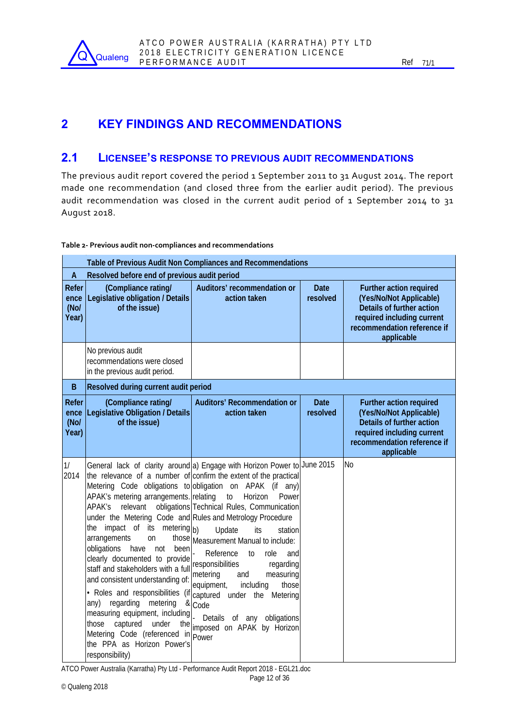# 2 KEY FINDINGS AND RECOMMENDATIONS

## 2.1 LICENSEE'S RESPONSE TO PREVIOUS AUDIT RECOMMENDATIONS

The previous audit report covered the period 1 September 2011 to 31 August 2014. The report made one recommendation (and closed three from the earlier audit period). The previous audit recommendation was closed in the current audit period of 1 September 2014 to 31 August 2018.

**Table 2- Previous audit non-compliances and recommendations**

| Table of Previous Audit Non Compliances and Recommendations | | | | |
|---|---|---|---|---|
| **A** | **Resolved before end of previous audit period** | | | |
| **Reference (No/ Year)** | **(Compliance rating/ Legislative obligation / Details of the issue)** | **Auditors' recommendation or action taken** | **Date resolved** | **Further action required (Yes/No/Not Applicable) Details of further action required including current recommendation reference if applicable** |
| | No previous audit recommendations were closed in the previous audit period. | | | |
| **B** | **Resolved during current audit period** | | | |
| **Reference (No/ Year)** | **(Compliance rating/ Legislative Obligation / Details of the issue)** | **Auditors' Recommendation or action taken** | **Date resolved** | **Further action required (Yes/No/Not Applicable) Details of further action required including current recommendation reference if applicable** |
| 1/ 2014 | General lack of clarity around the relevance of a number of Metering Code obligations to APAK's metering arrangements. APAK's relevant obligations under the Metering Code and the impact of its metering arrangements on those obligations have not been clearly documented to provide staff and stakeholders with a full and consistent understanding of:<br>• Roles and responsibilities (if any) regarding metering & measuring equipment, including those captured under the Metering Code (referenced in the PPA as Horizon Power's responsibility) | a) Engage with Horizon Power to confirm the extent of the practical obligation on APAK (if any) relating to Horizon Power Technical Rules, Communication Rules and Metrology Procedure<br>b) Update its station Measurement Manual to include:<br>- Reference to role and responsibilities regarding metering and measuring equipment, including those captured under the Metering Code<br>- Details of any obligations imposed on APAK by Horizon Power | June 2015 | No |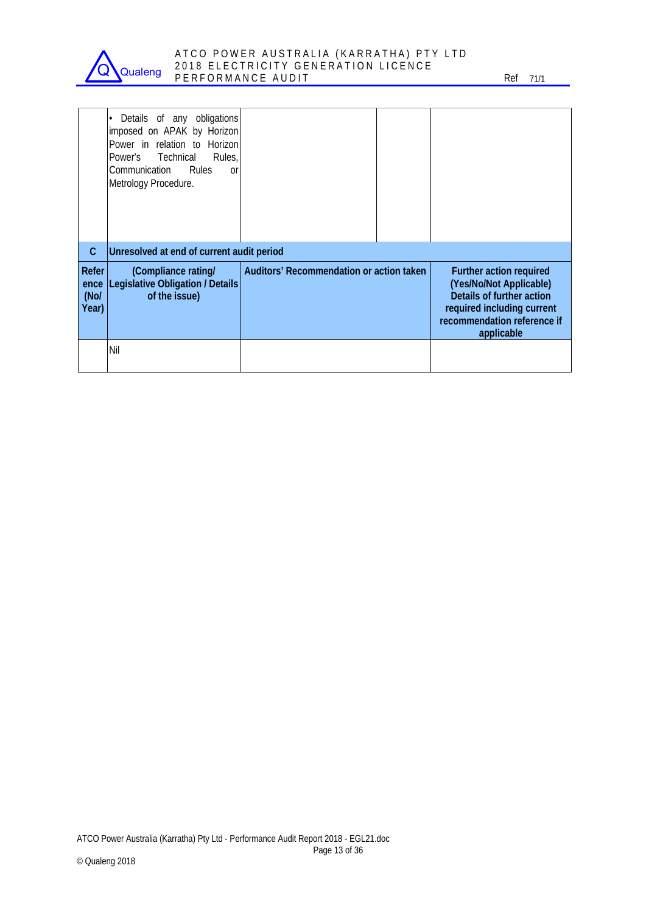| | • Details of any obligations imposed on APAK by Horizon Power in relation to Horizon Power's Technical Rules, Communication Rules or Metrology Procedure. | | | |
|---|---|---|---|---|

| C | Unresolved at end of current audit period | |
|---|---|---|---|
| **Reference (No/ Year)** | **(Compliance rating/ Legislative Obligation / Details of the issue)** | **Auditors' Recommendation or action taken** | **Further action required (Yes/No/Not Applicable) Details of further action required including current recommendation reference if applicable** |
| | Nil | | |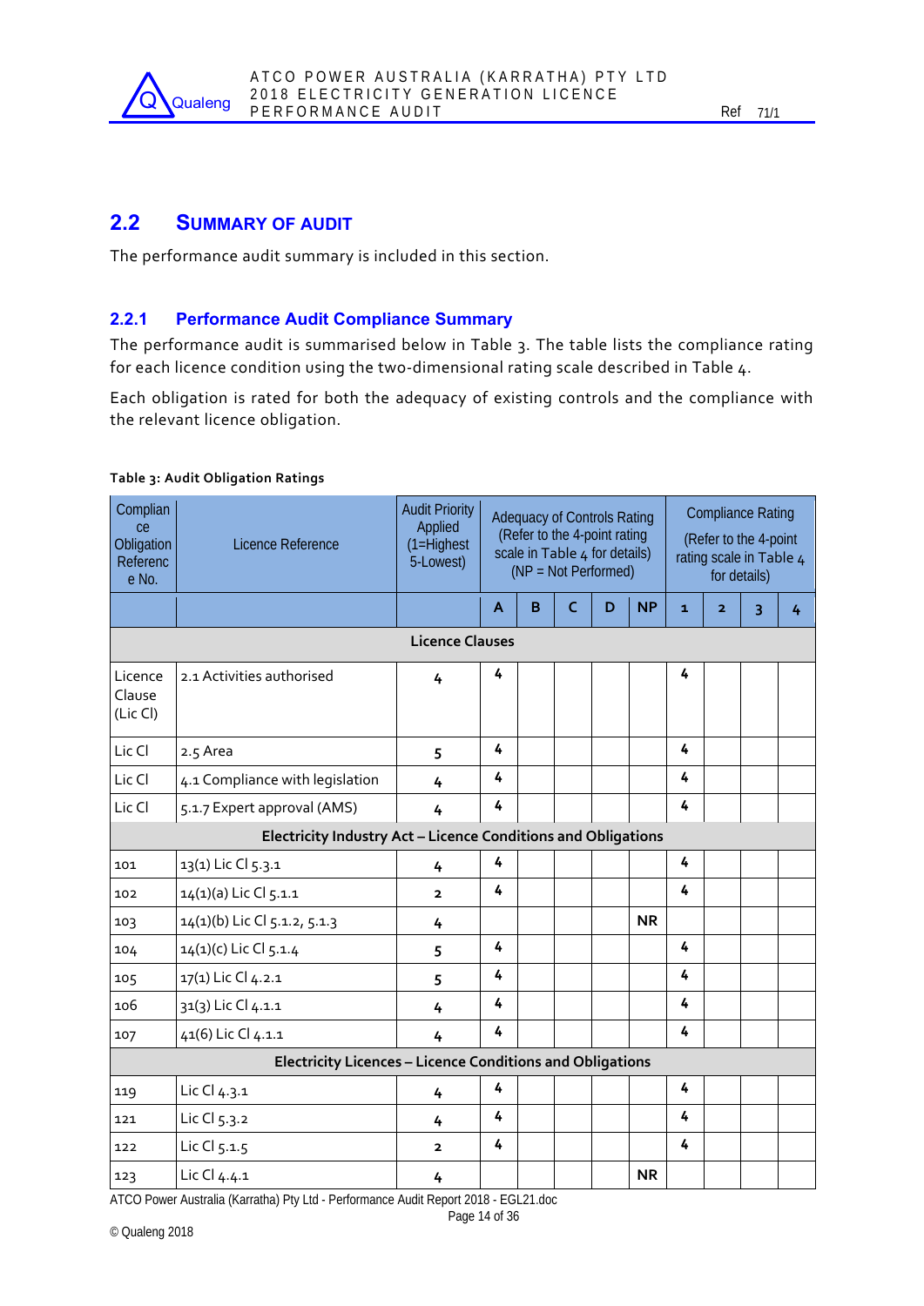## 2.2 Summary of Audit

The performance audit summary is included in this section.

### 2.2.1 Performance Audit Compliance Summary

The performance audit is summarised below in Table 3. The table lists the compliance rating for each licence condition using the two-dimensional rating scale described in Table 4.

Each obligation is rated for both the adequacy of existing controls and the compliance with the relevant licence obligation.

**Table 3: Audit Obligation Ratings**

| Compliance Obligation Reference No. | Licence Reference | Audit Priority Applied (1=Highest 5-Lowest) | Adequacy of Controls Rating (Refer to the 4-point rating scale in Table 4 for details) (NP = Not Performed) | | | | | Compliance Rating (Refer to the 4-point rating scale in Table 4 for details) | | | |
|---|---|---|---|---|---|---|---|---|---|---|---|
| | | | A | B | C | D | NP | 1 | 2 | 3 | 4 |
| **Licence Clauses** | | | | | | | | | | | |
| Licence Clause (Lic Cl) | 2.1 Activities authorised | 4 | 4 | | | | | 4 | | | |
| Lic Cl | 2.5 Area | 5 | 4 | | | | | 4 | | | |
| Lic Cl | 4.1 Compliance with legislation | 4 | 4 | | | | | 4 | | | |
| Lic Cl | 5.1.7 Expert approval (AMS) | 4 | 4 | | | | | 4 | | | |
| **Electricity Industry Act – Licence Conditions and Obligations** | | | | | | | | | | | |
| 101 | 13(1) Lic Cl 5.3.1 | 4 | 4 | | | | | 4 | | | |
| 102 | 14(1)(a) Lic Cl 5.1.1 | 2 | 4 | | | | | 4 | | | |
| 103 | 14(1)(b) Lic Cl 5.1.2, 5.1.3 | 4 | | | | | NR | | | | |
| 104 | 14(1)(c) Lic Cl 5.1.4 | 5 | 4 | | | | | 4 | | | |
| 105 | 17(1) Lic Cl 4.2.1 | 5 | 4 | | | | | 4 | | | |
| 106 | 31(3) Lic Cl 4.1.1 | 4 | 4 | | | | | 4 | | | |
| 107 | 41(6) Lic Cl 4.1.1 | 4 | 4 | | | | | 4 | | | |
| **Electricity Licences – Licence Conditions and Obligations** | | | | | | | | | | | |
| 119 | Lic Cl 4.3.1 | 4 | 4 | | | | | 4 | | | |
| 121 | Lic Cl 5.3.2 | 4 | 4 | | | | | 4 | | | |
| 122 | Lic Cl 5.1.5 | 2 | 4 | | | | | 4 | | | |
| 123 | Lic Cl 4.4.1 | 4 | | | | | NR | | | | |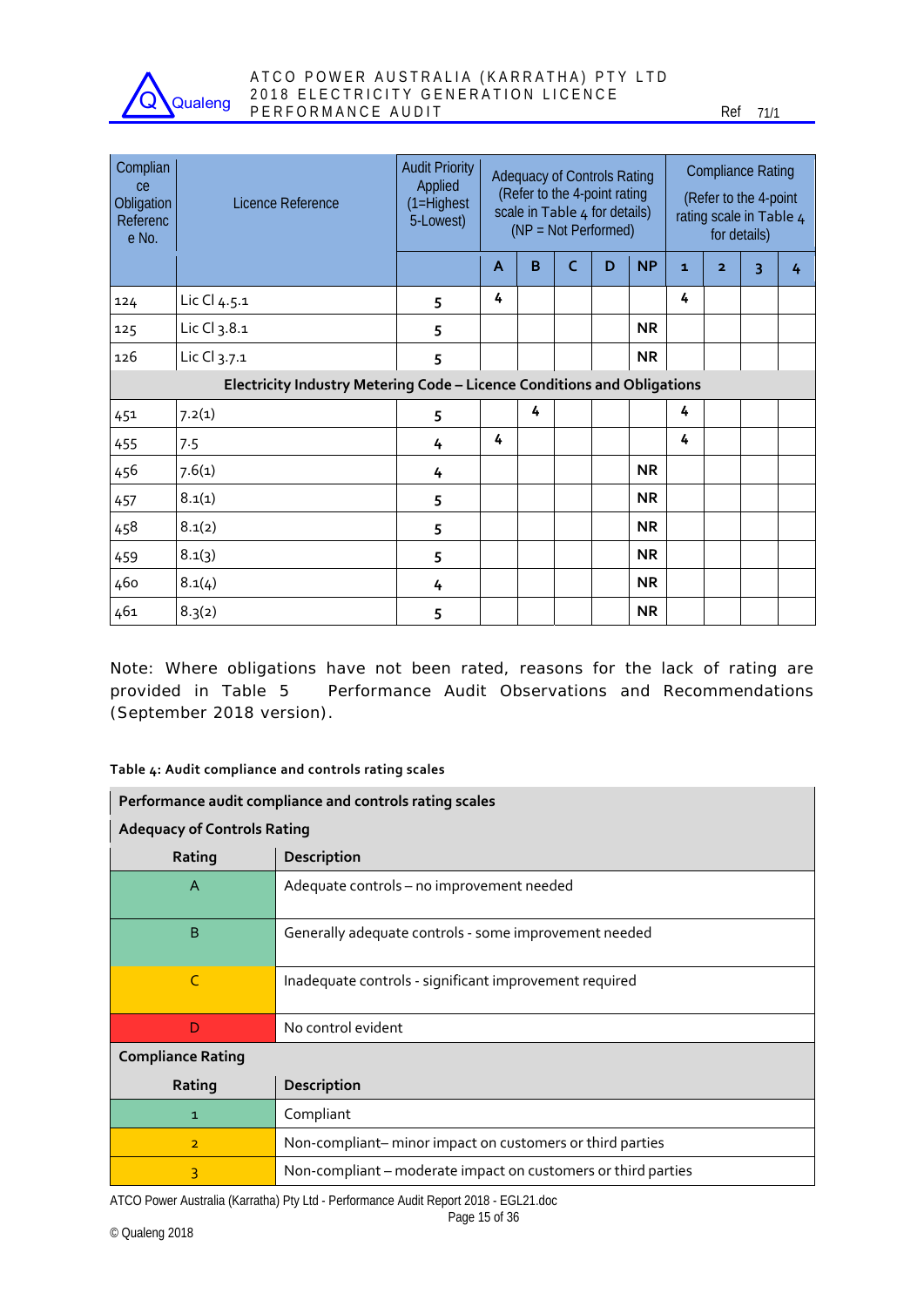| Compliance Obligation Reference No. | Licence Reference | Audit Priority Applied (1=Highest 5-Lowest) | Adequacy of Controls Rating (Refer to the 4-point rating scale in Table 4 for details) (NP = Not Performed) | | | | | Compliance Rating (Refer to the 4-point rating scale in Table 4 for details) | | | |
|---|---|---|---|---|---|---|---|---|---|---|---|
| | | | A | B | C | D | NP | 1 | 2 | 3 | 4 |
| 124 | Lic Cl 4.5.1 | 5 | 4 | | | | | 4 | | | |
| 125 | Lic Cl 3.8.1 | 5 | | | | | NR | | | | |
| 126 | Lic Cl 3.7.1 | 5 | | | | | NR | | | | |
| **Electricity Industry Metering Code – Licence Conditions and Obligations** | | | | | | | | | | | |
| 451 | 7.2(1) | 5 | | 4 | | | | 4 | | | |
| 455 | 7.5 | 4 | 4 | | | | | 4 | | | |
| 456 | 7.6(1) | 4 | | | | | NR | | | | |
| 457 | 8.1(1) | 5 | | | | | NR | | | | |
| 458 | 8.1(2) | 5 | | | | | NR | | | | |
| 459 | 8.1(3) | 5 | | | | | NR | | | | |
| 460 | 8.1(4) | 4 | | | | | NR | | | | |
| 461 | 8.3(2) | 5 | | | | | NR | | | | |

Note: Where obligations have not been rated, reasons for the lack of rating are provided in Table 5 Performance Audit Observations and Recommendations (September 2018 version).

**Table 4: Audit compliance and controls rating scales**

| **Performance audit compliance and controls rating scales** | |
|---|---|
| **Adequacy of Controls Rating** | |
| **Rating** | **Description** |
| A | Adequate controls – no improvement needed |
| B | Generally adequate controls - some improvement needed |
| C | Inadequate controls - significant improvement required |
| D | No control evident |
| **Compliance Rating** | |
| **Rating** | **Description** |
| 1 | Compliant |
| 2 | Non-compliant– minor impact on customers or third parties |
| 3 | Non-compliant – moderate impact on customers or third parties |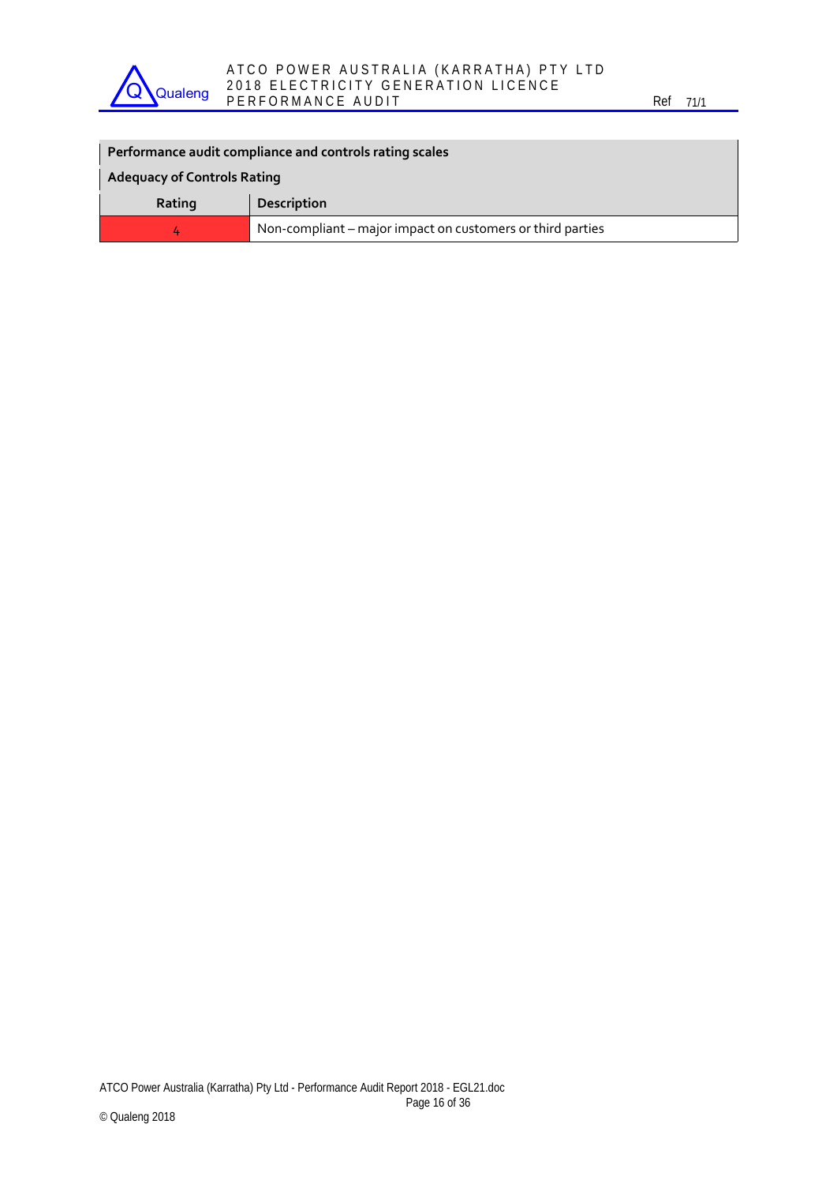| Performance audit compliance and controls rating scales | |
|---|---|
| **Adequacy of Controls Rating** | |
| **Rating** | **Description** |
| 4 | Non-compliant – major impact on customers or third parties |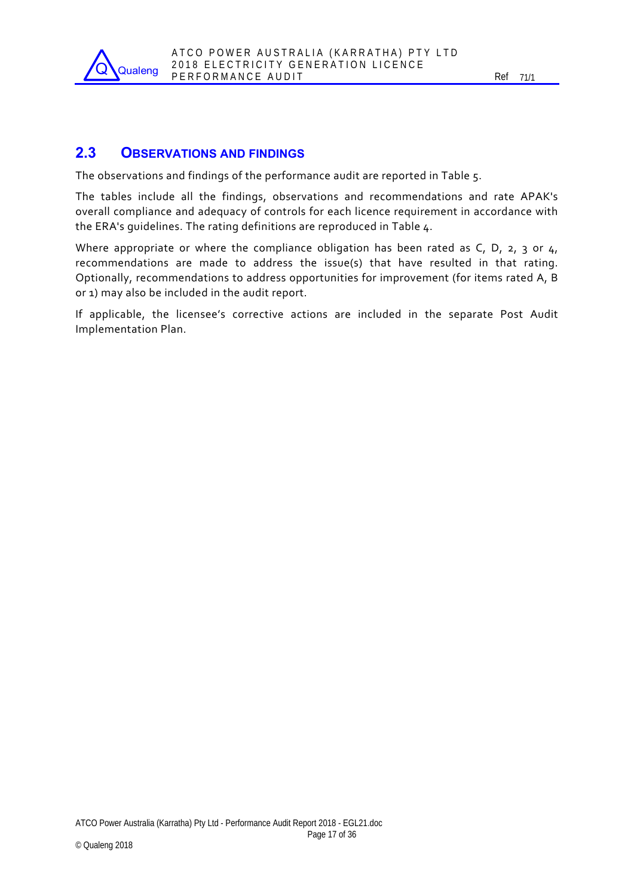## 2.3 OBSERVATIONS AND FINDINGS

The observations and findings of the performance audit are reported in Table 5.

The tables include all the findings, observations and recommendations and rate APAK's overall compliance and adequacy of controls for each licence requirement in accordance with the ERA's guidelines. The rating definitions are reproduced in Table 4.

Where appropriate or where the compliance obligation has been rated as C, D, 2, 3 or 4, recommendations are made to address the issue(s) that have resulted in that rating. Optionally, recommendations to address opportunities for improvement (for items rated A, B or 1) may also be included in the audit report.

If applicable, the licensee's corrective actions are included in the separate Post Audit Implementation Plan.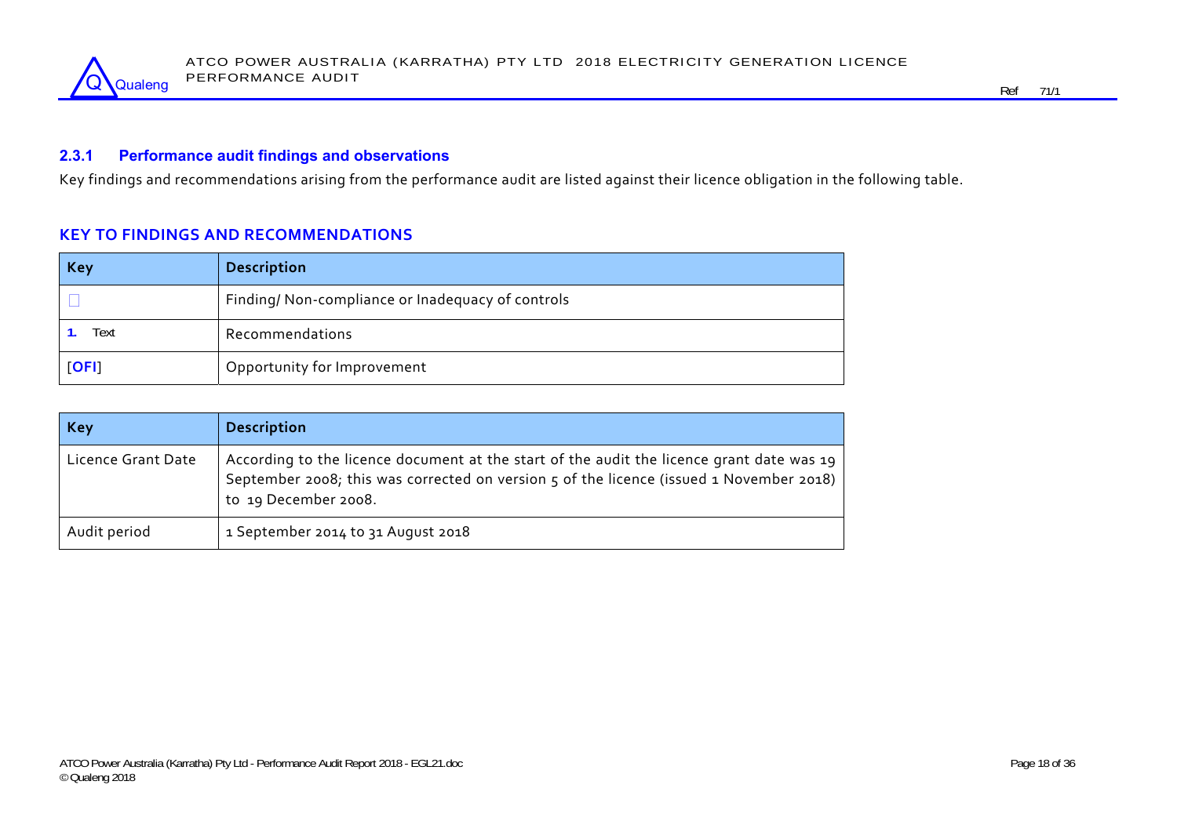### 2.3.1 Performance audit findings and observations

Key findings and recommendations arising from the performance audit are listed against their licence obligation in the following table.

**KEY TO FINDINGS AND RECOMMENDATIONS**

| Key | Description |
|---|---|
| □ | Finding/ Non-compliance or Inadequacy of controls |
| 1. Text | Recommendations |
| [OFI] | Opportunity for Improvement |

| Key | Description |
|---|---|
| Licence Grant Date | According to the licence document at the start of the audit the licence grant date was 19 September 2008; this was corrected on version 5 of the licence (issued 1 November 2018) to 19 December 2008. |
| Audit period | 1 September 2014 to 31 August 2018 |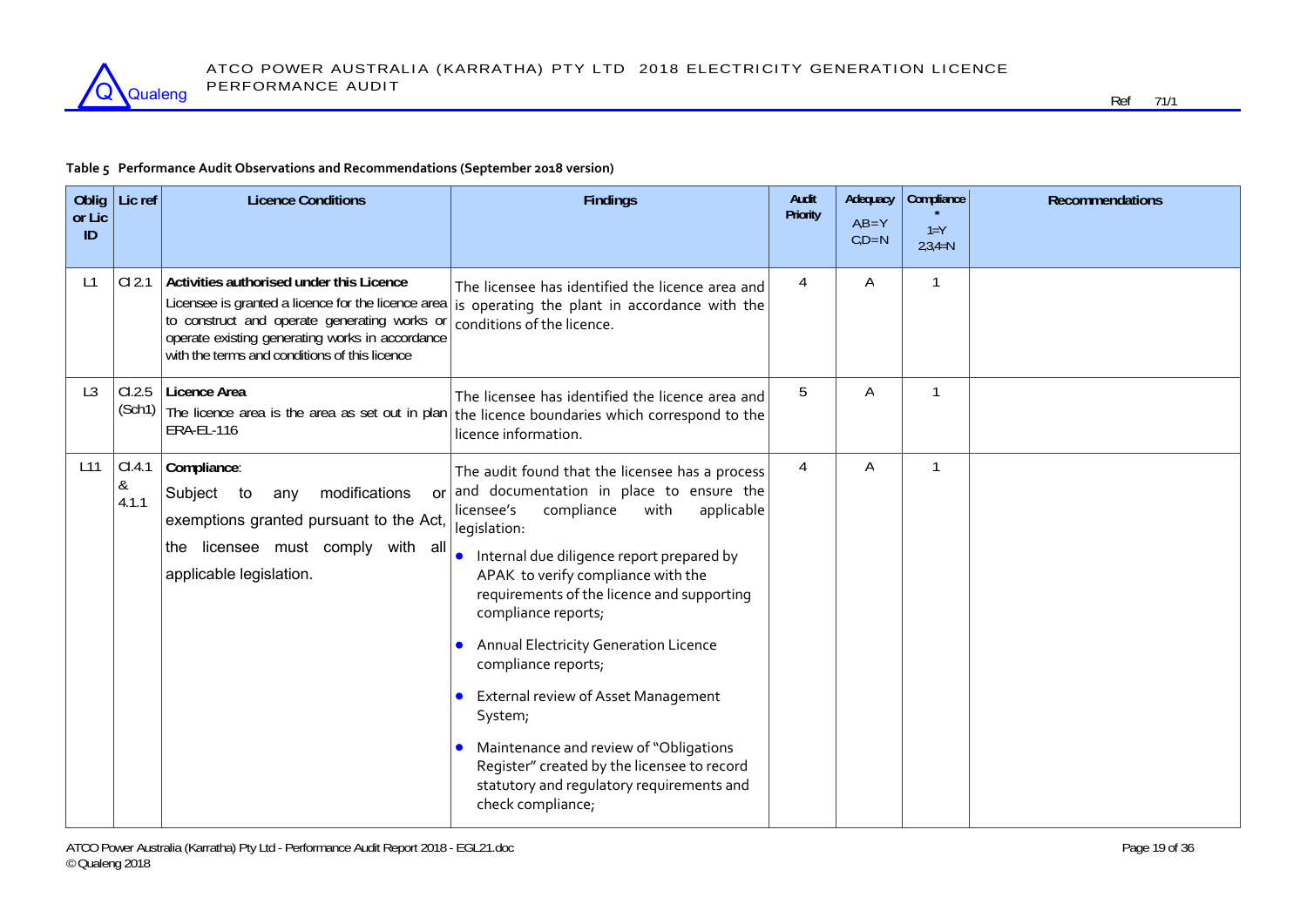**Table 5 Performance Audit Observations and Recommendations (September 2018 version)**

| Oblig or Lic ID | Lic ref | Licence Conditions | Findings | Audit Priority | Adequacy AB=Y C,D=N | Compliance * 1=Y 2,3,4=N | Recommendations |
|---|---|---|---|---|---|---|---|
| L1 | Cl 2.1 | **Activities authorised under this Licence** Licensee is granted a licence for the licence area to construct and operate generating works or operate existing generating works in accordance with the terms and conditions of this licence | The licensee has identified the licence area and is operating the plant in accordance with the conditions of the licence. | 4 | A | 1 | |
| L3 | Cl.2.5 (Sch1) | **Licence Area** The licence area is the area as set out in plan ERA-EL-116 | The licensee has identified the licence area and the licence boundaries which correspond to the licence information. | 5 | A | 1 | |
| L11 | Cl.4.1 & 4.1.1 | **Compliance**: Subject to any modifications or exemptions granted pursuant to the Act, the licensee must comply with all applicable legislation. | The audit found that the licensee has a process and documentation in place to ensure the licensee's compliance with applicable legislation: <br>• Internal due diligence report prepared by APAK to verify compliance with the requirements of the licence and supporting compliance reports; <br>• Annual Electricity Generation Licence compliance reports; <br>• External review of Asset Management System; <br>• Maintenance and review of "Obligations Register" created by the licensee to record statutory and regulatory requirements and check compliance; | 4 | A | 1 | |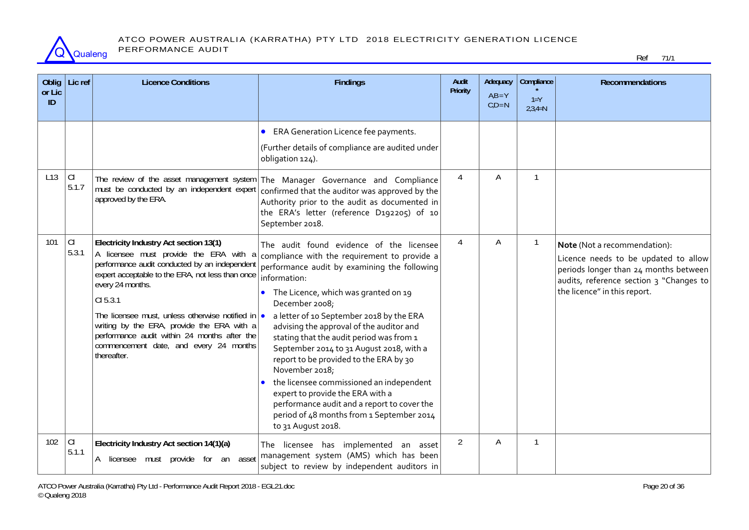| Oblig or Lic ID | Lic ref | Licence Conditions | Findings | Audit Priority | Adequacy A,B=Y C,D=N | Compliance * 1=Y 2,3,4=N | Recommendations |
|---|---|---|---|---|---|---|---|
| | | | • ERA Generation Licence fee payments.<br><br>(Further details of compliance are audited under obligation 124). | | | | |
| L13 | Cl 5.1.7 | The review of the asset management system must be conducted by an independent expert approved by the ERA. | The Manager Governance and Compliance confirmed that the auditor was approved by the Authority prior to the audit as documented in the ERA's letter (reference D192205) of 10 September 2018. | 4 | A | 1 | |
| 101 | Cl 5.3.1 | **Electricity Industry Act section 13(1)**<br>A licensee must provide the ERA with a performance audit conducted by an independent expert acceptable to the ERA, not less than once every 24 months.<br><br>Cl 5.3.1<br><br>The licensee must, unless otherwise notified in writing by the ERA, provide the ERA with a performance audit within 24 months after the commencement date, and every 24 months thereafter. | The audit found evidence of the licensee compliance with the requirement to provide a performance audit by examining the following information:<br>• The Licence, which was granted on 19 December 2008;<br>• a letter of 10 September 2018 by the ERA advising the approval of the auditor and stating that the audit period was from 1 September 2014 to 31 August 2018, with a report to be provided to the ERA by 30 November 2018;<br>• the licensee commissioned an independent expert to provide the ERA with a performance audit and a report to cover the period of 48 months from 1 September 2014 to 31 August 2018. | 4 | A | 1 | **Note** (Not a recommendation):<br>Licence needs to be updated to allow periods longer than 24 months between audits, reference section 3 "Changes to the licence" in this report. |
| 102 | Cl 5.1.1 | **Electricity Industry Act section 14(1)(a)**<br>A licensee must provide for an asset | The licensee has implemented an asset management system (AMS) which has been subject to review by independent auditors in | 2 | A | 1 | |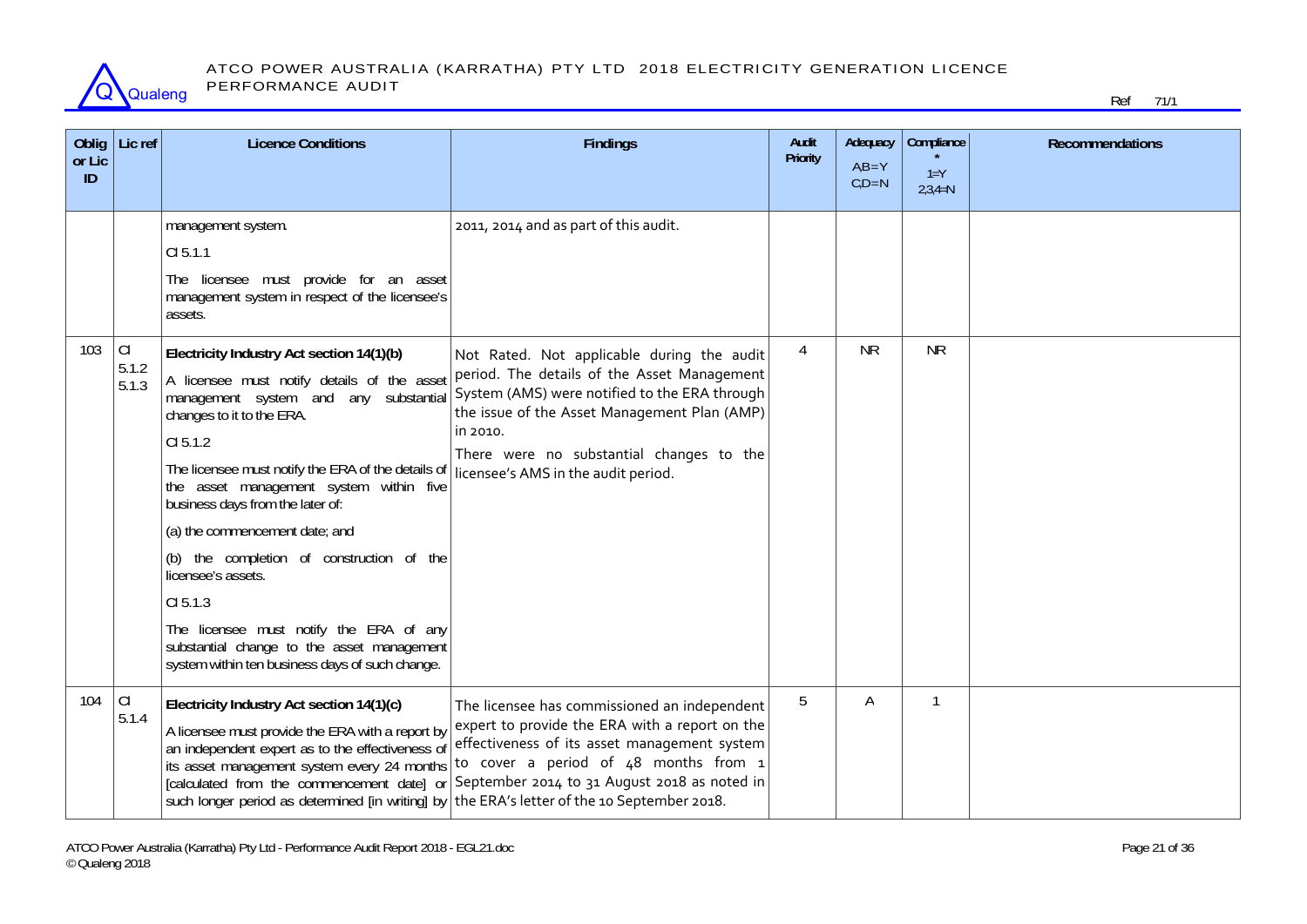| Oblig or Lic ID | Lic ref | Licence Conditions | Findings | Audit Priority | Adequacy A,B=Y C,D=N | Compliance * 1=Y 2,3,4=N | Recommendations |
|---|---|---|---|---|---|---|---|
| | | management system. <br><br> Cl 5.1.1 <br><br> The licensee must provide for an asset management system in respect of the licensee's assets. | 2011, 2014 and as part of this audit. | | | | |
| 103 | Cl 5.1.2 5.1.3 | **Electricity Industry Act section 14(1)(b)** <br><br> A licensee must notify details of the asset management system and any substantial changes to it to the ERA. <br><br> Cl 5.1.2 <br><br> The licensee must notify the ERA of the details of the asset management system within five business days from the later of: <br><br> (a) the commencement date; and <br><br> (b) the completion of construction of the licensee's assets. <br><br> Cl 5.1.3 <br><br> The licensee must notify the ERA of any substantial change to the asset management system within ten business days of such change. | Not Rated. Not applicable during the audit period. The details of the Asset Management System (AMS) were notified to the ERA through the issue of the Asset Management Plan (AMP) in 2010. <br><br> There were no substantial changes to the licensee's AMS in the audit period. | 4 | NR | NR | |
| 104 | Cl 5.1.4 | **Electricity Industry Act section 14(1)(c)** <br><br> A licensee must provide the ERA with a report by an independent expert as to the effectiveness of its asset management system every 24 months [calculated from the commencement date] or such longer period as determined [in writing] by | The licensee has commissioned an independent expert to provide the ERA with a report on the effectiveness of its asset management system to cover a period of 48 months from 1 September 2014 to 31 August 2018 as noted in the ERA's letter of the 10 September 2018. | 5 | A | 1 | |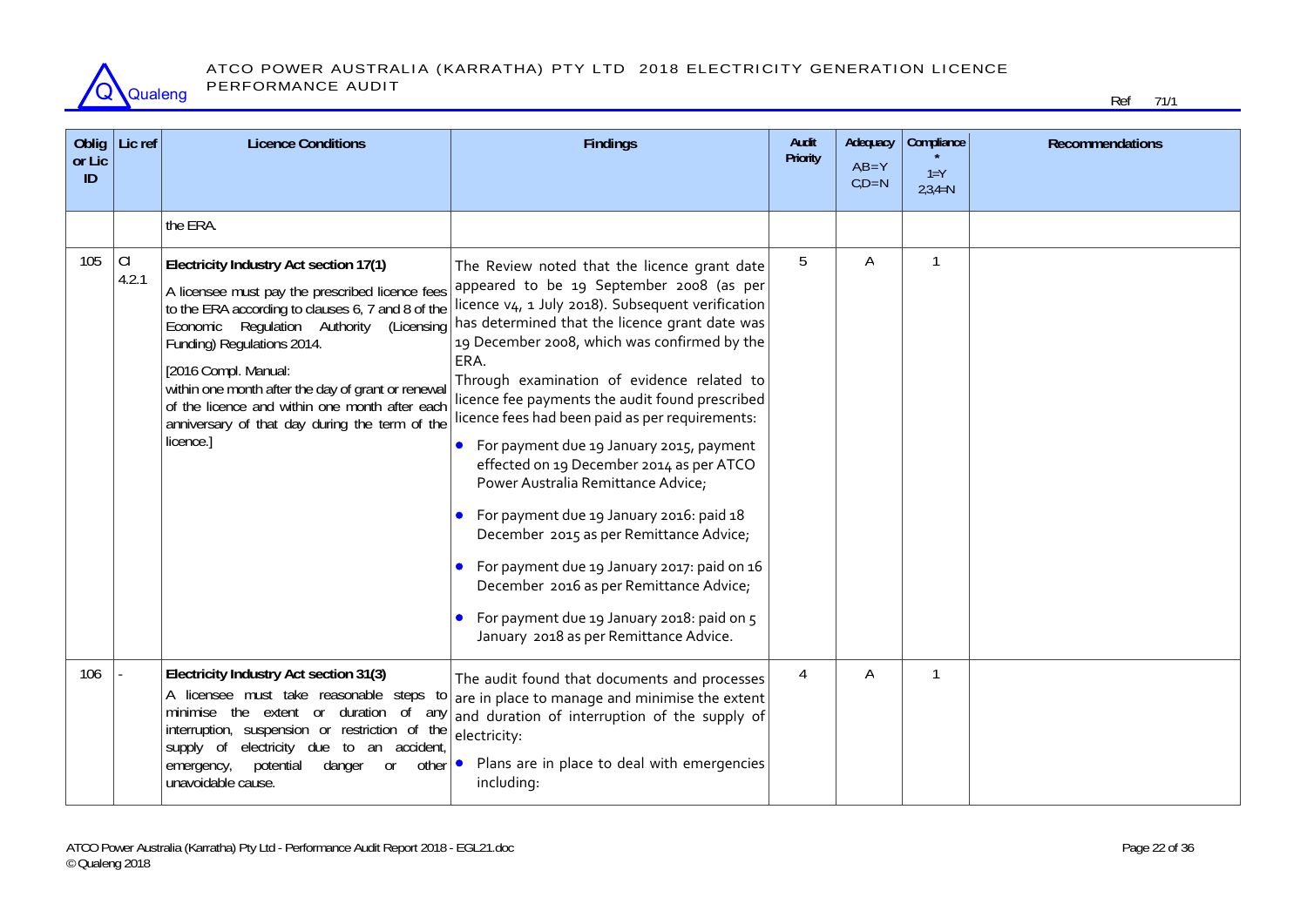| Oblig or Lic ID | Lic ref | Licence Conditions | Findings | Audit Priority | Adequacy A,B=Y C,D=N | Compliance * 1=Y 2,3,4=N | Recommendations |
|---|---|---|---|---|---|---|---|
| | | the ERA. | | | | | |
| 105 | Cl 4.2.1 | **Electricity Industry Act section 17(1)**<br>A licensee must pay the prescribed licence fees to the ERA according to clauses 6, 7 and 8 of the Economic Regulation Authority (Licensing Funding) Regulations 2014.<br>[2016 Compl. Manual:<br>within one month after the day of grant or renewal of the licence and within one month after each anniversary of that day during the term of the licence.] | The Review noted that the licence grant date appeared to be 19 September 2008 (as per licence v4, 1 July 2018). Subsequent verification has determined that the licence grant date was 19 December 2008, which was confirmed by the ERA.<br>Through examination of evidence related to licence fee payments the audit found prescribed licence fees had been paid as per requirements:<br>• For payment due 19 January 2015, payment effected on 19 December 2014 as per ATCO Power Australia Remittance Advice;<br>• For payment due 19 January 2016: paid 18 December 2015 as per Remittance Advice;<br>• For payment due 19 January 2017: paid on 16 December 2016 as per Remittance Advice;<br>• For payment due 19 January 2018: paid on 5 January 2018 as per Remittance Advice. | 5 | A | 1 | |
| 106 | - | **Electricity Industry Act section 31(3)**<br>A licensee must take reasonable steps to minimise the extent or duration of any interruption, suspension or restriction of the supply of electricity due to an accident, emergency, potential danger or other unavoidable cause. | The audit found that documents and processes are in place to manage and minimise the extent and duration of interruption of the supply of electricity:<br>• Plans are in place to deal with emergencies including: | 4 | A | 1 | |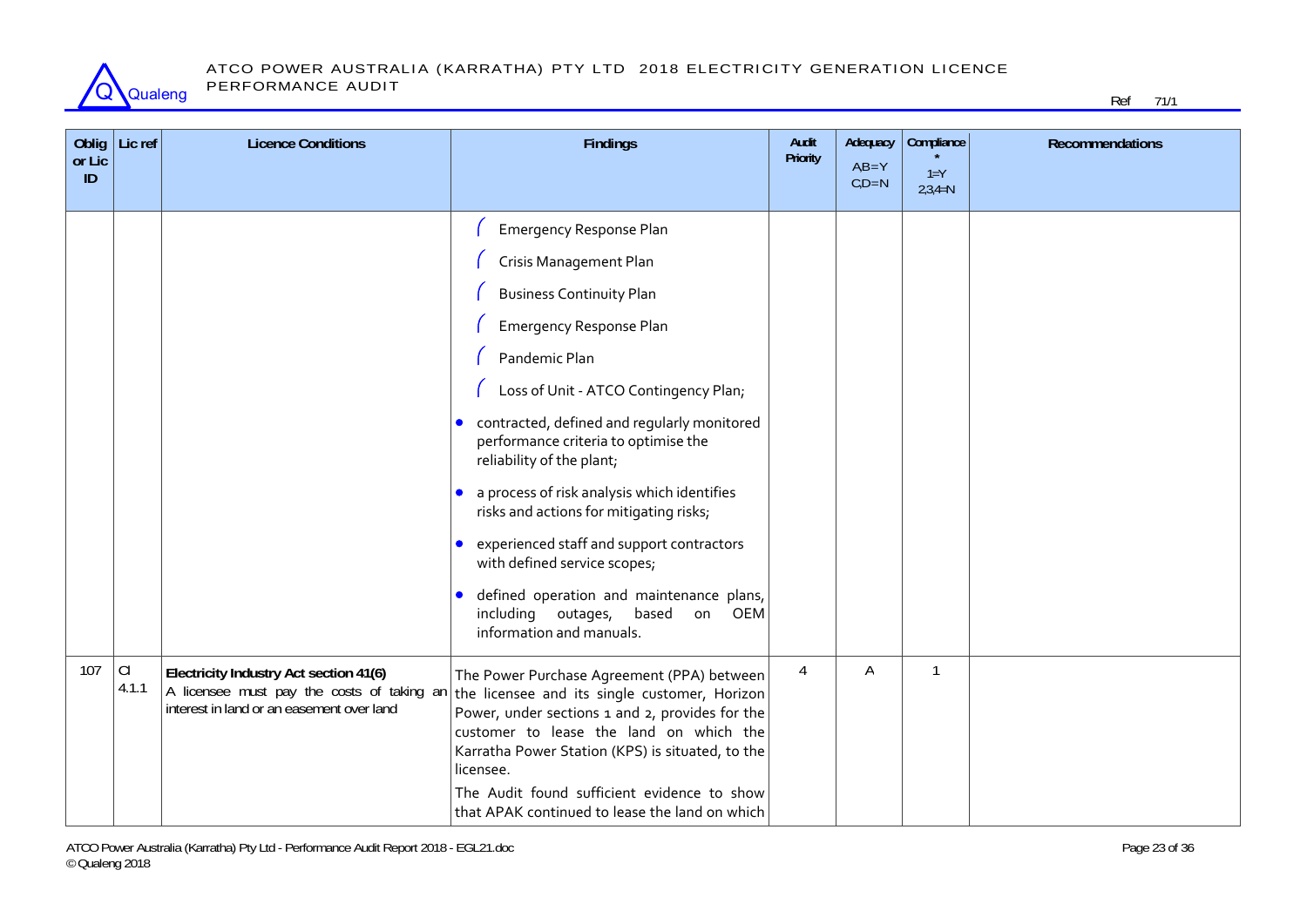| Oblig or Lic ID | Lic ref | Licence Conditions | Findings | Audit Priority | Adequacy A,B=Y C,D=N | Compliance * 1=Y 2,3,4=N | Recommendations |
|---|---|---|---|---|---|---|---|
| | | | ( Emergency Response Plan<br>( Crisis Management Plan<br>( Business Continuity Plan<br>( Emergency Response Plan<br>( Pandemic Plan<br>( Loss of Unit - ATCO Contingency Plan;<br>• contracted, defined and regularly monitored performance criteria to optimise the reliability of the plant;<br>• a process of risk analysis which identifies risks and actions for mitigating risks;<br>• experienced staff and support contractors with defined service scopes;<br>• defined operation and maintenance plans, including outages, based on OEM information and manuals. | | | | |
| 107 | Cl 4.1.1 | **Electricity Industry Act section 41(6)**<br>A licensee must pay the costs of taking an interest in land or an easement over land | The Power Purchase Agreement (PPA) between the licensee and its single customer, Horizon Power, under sections 1 and 2, provides for the customer to lease the land on which the Karratha Power Station (KPS) is situated, to the licensee.<br>The Audit found sufficient evidence to show that APAK continued to lease the land on which | 4 | A | 1 | |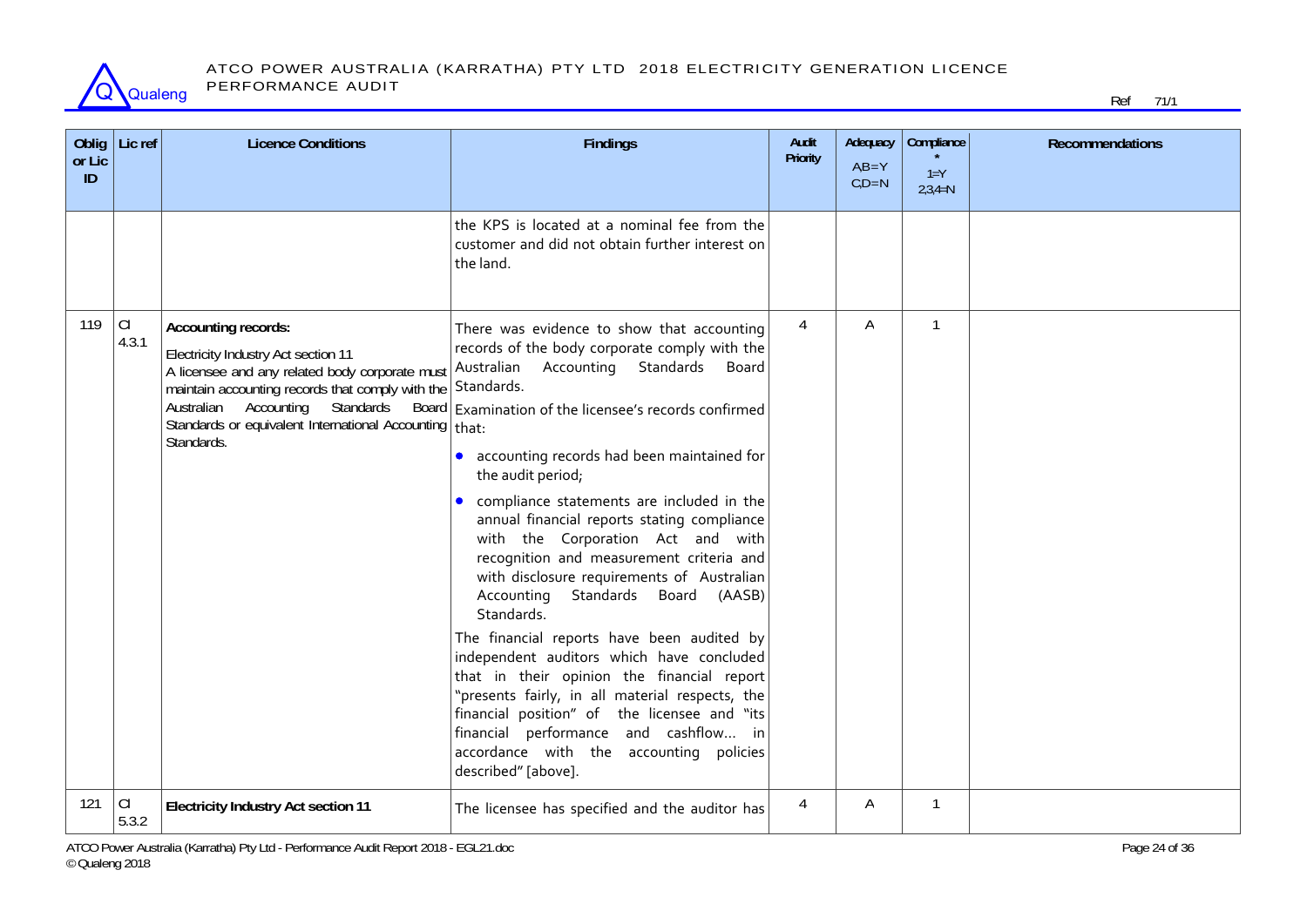| Oblig or Lic ID | Lic ref | Licence Conditions | Findings | Audit Priority | Adequacy AB=Y CD=N | Compliance * 1=Y 2,3,4=N | Recommendations |
|---|---|---|---|---|---|---|---|
| | | | the KPS is located at a nominal fee from the customer and did not obtain further interest on the land. | | | | |
| 119 | CI 4.3.1 | **Accounting records:**<br>Electricity Industry Act section 11<br>A licensee and any related body corporate must maintain accounting records that comply with the Australian Accounting Standards Board Standards or equivalent International Accounting Standards. | There was evidence to show that accounting records of the body corporate comply with the Australian Accounting Standards Board Standards.<br>Examination of the licensee's records confirmed that:<br>• accounting records had been maintained for the audit period;<br>• compliance statements are included in the annual financial reports stating compliance with the Corporation Act and with recognition and measurement criteria and with disclosure requirements of Australian Accounting Standards Board (AASB) Standards.<br>The financial reports have been audited by independent auditors which have concluded that in their opinion the financial report "presents fairly, in all material respects, the financial position" of the licensee and "its financial performance and cashflow… in accordance with the accounting policies described" [above]. | 4 | A | 1 | |
| 121 | CI 5.3.2 | **Electricity Industry Act section 11** | The licensee has specified and the auditor has | 4 | A | 1 | |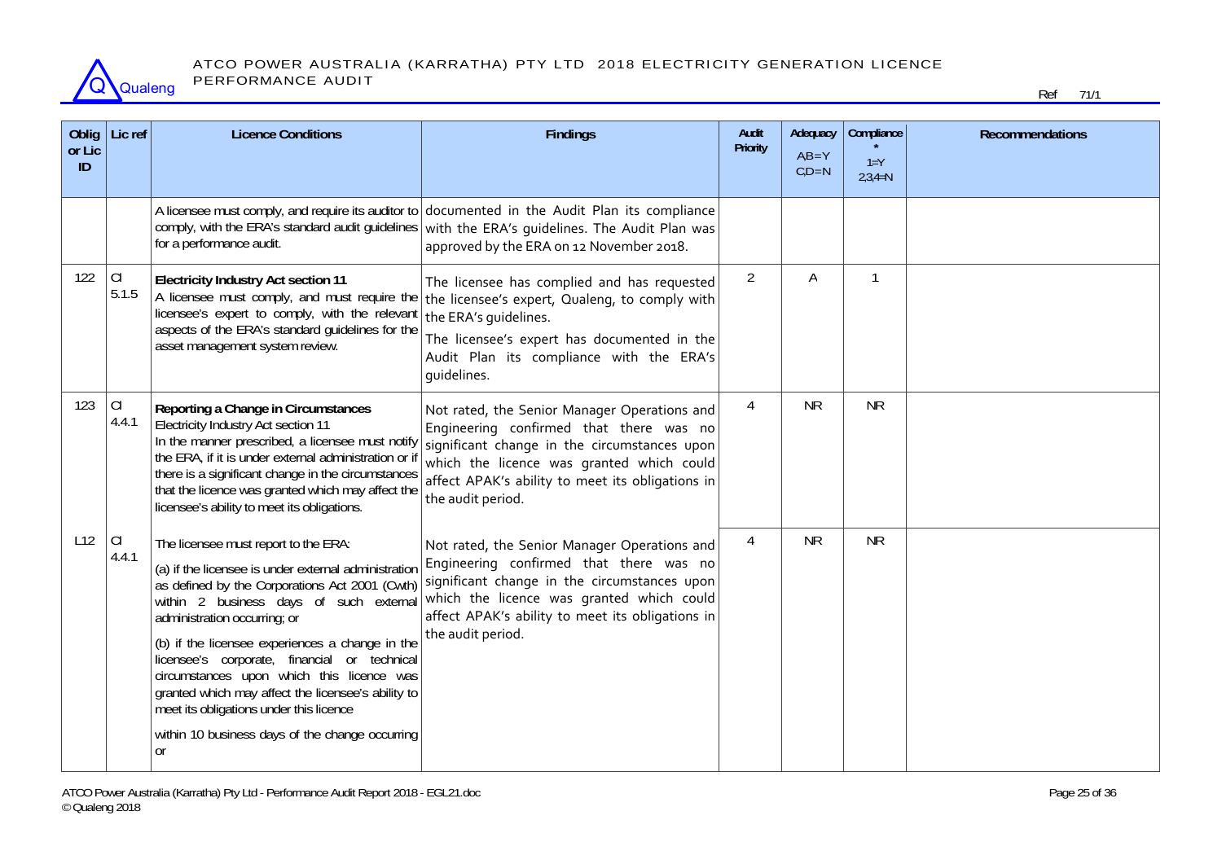| Oblig or Lic ID | Lic ref | Licence Conditions | Findings | Audit Priority | Adequacy A,B=Y C,D=N | Compliance * 1=Y 2,3,4=N | Recommendations |
|---|---|---|---|---|---|---|---|
| | | A licensee must comply, and require its auditor to comply, with the ERA's standard audit guidelines for a performance audit. | documented in the Audit Plan its compliance with the ERA's guidelines. The Audit Plan was approved by the ERA on 12 November 2018. | | | | |
| 122 | Cl 5.1.5 | **Electricity Industry Act section 11** A licensee must comply, and must require the licensee's expert to comply, with the relevant aspects of the ERA's standard guidelines for the asset management system review. | The licensee has complied and has requested the licensee's expert, Qualeng, to comply with the ERA's guidelines. The licensee's expert has documented in the Audit Plan its compliance with the ERA's guidelines. | 2 | A | 1 | |
| 123 | Cl 4.4.1 | **Reporting a Change in Circumstances** Electricity Industry Act section 11 In the manner prescribed, a licensee must notify the ERA, if it is under external administration or if there is a significant change in the circumstances that the licence was granted which may affect the licensee's ability to meet its obligations. | Not rated, the Senior Manager Operations and Engineering confirmed that there was no significant change in the circumstances upon which the licence was granted which could affect APAK's ability to meet its obligations in the audit period. | 4 | NR | NR | |
| L12 | Cl 4.4.1 | The licensee must report to the ERA: (a) if the licensee is under external administration as defined by the Corporations Act 2001 (Cwth) within 2 business days of such external administration occurring; or (b) if the licensee experiences a change in the licensee's corporate, financial or technical circumstances upon which this licence was granted which may affect the licensee's ability to meet its obligations under this licence within 10 business days of the change occurring or | Not rated, the Senior Manager Operations and Engineering confirmed that there was no significant change in the circumstances upon which the licence was granted which could affect APAK's ability to meet its obligations in the audit period. | 4 | NR | NR | |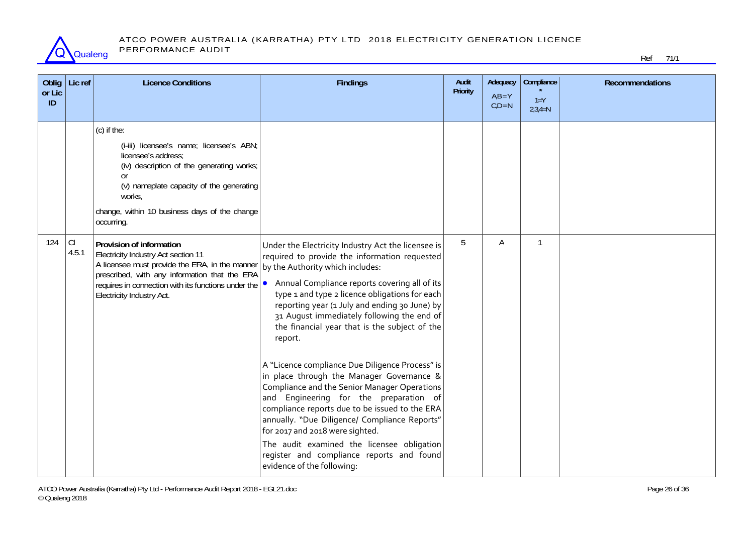| Oblig or Lic ID | Lic ref | Licence Conditions | Findings | Audit Priority | Adequacy A,B=Y C,D=N | Compliance * 1=Y 2,3,4=N | Recommendations |
|---|---|---|---|---|---|---|---|
| | | (c) if the: (i-iii) licensee's name; licensee's ABN; licensee's address; (iv) description of the generating works; or (v) nameplate capacity of the generating works, change, within 10 business days of the change occurring. | | | | | |
| 124 | Cl 4.5.1 | **Provision of information** Electricity Industry Act section 11 A licensee must provide the ERA, in the manner prescribed, with any information that the ERA requires in connection with its functions under the Electricity Industry Act. | Under the Electricity Industry Act the licensee is required to provide the information requested by the Authority which includes: <br>• Annual Compliance reports covering all of its type 1 and type 2 licence obligations for each reporting year (1 July and ending 30 June) by 31 August immediately following the end of the financial year that is the subject of the report. <br><br>A "Licence compliance Due Diligence Process" is in place through the Manager Governance & Compliance and the Senior Manager Operations and Engineering for the preparation of compliance reports due to be issued to the ERA annually. "Due Diligence/ Compliance Reports" for 2017 and 2018 were sighted. <br>The audit examined the licensee obligation register and compliance reports and found evidence of the following: | 5 | A | 1 | |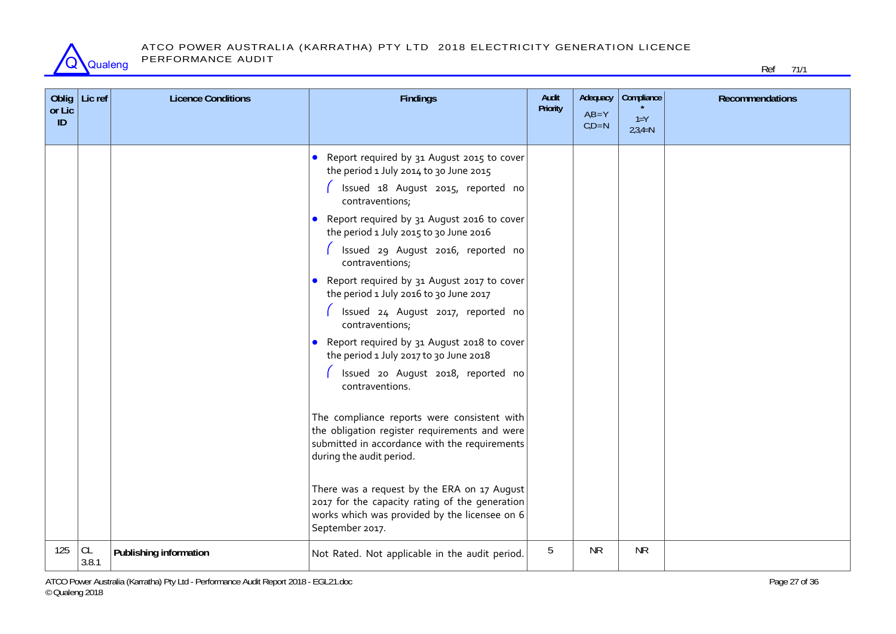| Oblig or Lic ID | Lic ref | Licence Conditions | Findings | Audit Priority | Adequacy A,B=Y C,D=N | Compliance * 1=Y 2,3,4=N | Recommendations |
|---|---|---|---|---|---|---|---|
| | | | • Report required by 31 August 2015 to cover the period 1 July 2014 to 30 June 2015<br>( Issued 18 August 2015, reported no contraventions;<br>• Report required by 31 August 2016 to cover the period 1 July 2015 to 30 June 2016<br>( Issued 29 August 2016, reported no contraventions;<br>• Report required by 31 August 2017 to cover the period 1 July 2016 to 30 June 2017<br>( Issued 24 August 2017, reported no contraventions;<br>• Report required by 31 August 2018 to cover the period 1 July 2017 to 30 June 2018<br>( Issued 20 August 2018, reported no contraventions.<br><br>The compliance reports were consistent with the obligation register requirements and were submitted in accordance with the requirements during the audit period.<br><br>There was a request by the ERA on 17 August 2017 for the capacity rating of the generation works which was provided by the licensee on 6 September 2017. | | | | |
| 125 | CL 3.8.1 | **Publishing information** | Not Rated. Not applicable in the audit period. | 5 | NR | NR | |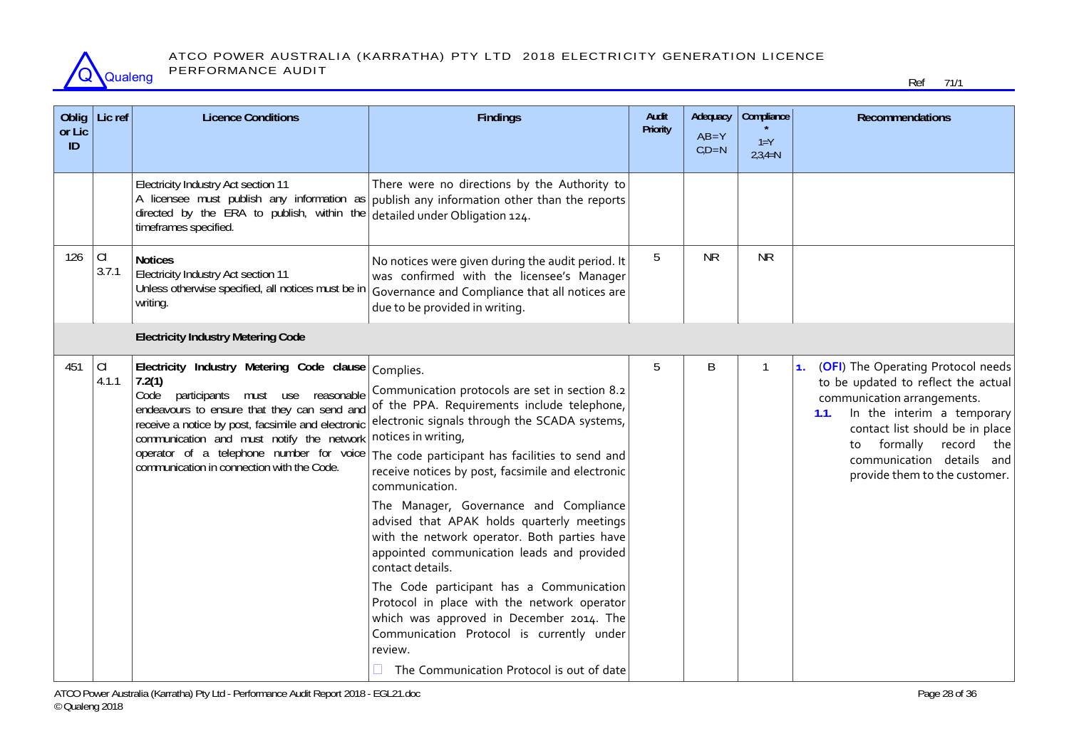| Oblig or Lic ID | Lic ref | Licence Conditions | Findings | Audit Priority | Adequacy AB=Y CD=N | Compliance * 1=Y 2,3,4=N | Recommendations |
|---|---|---|---|---|---|---|---|
| | | Electricity Industry Act section 11<br>A licensee must publish any information as directed by the ERA to publish, within the timeframes specified. | There were no directions by the Authority to publish any information other than the reports detailed under Obligation 124. | | | | |
| 126 | CI 3.7.1 | **Notices**<br>Electricity Industry Act section 11<br>Unless otherwise specified, all notices must be in writing. | No notices were given during the audit period. It was confirmed with the licensee's Manager Governance and Compliance that all notices are due to be provided in writing. | 5 | NR | NR | |
| | | **Electricity Industry Metering Code** | | | | | |
| 451 | CI 4.1.1 | **Electricity Industry Metering Code clause 7.2(1)**<br>Code participants must use reasonable endeavours to ensure that they can send and receive a notice by post, facsimile and electronic communication and must notify the network operator of a telephone number for voice communication in connection with the Code. | Complies.<br>Communication protocols are set in section 8.2 of the PPA. Requirements include telephone, electronic signals through the SCADA systems, notices in writing,<br>The code participant has facilities to send and receive notices by post, facsimile and electronic communication.<br>The Manager, Governance and Compliance advised that APAK holds quarterly meetings with the network operator. Both parties have appointed communication leads and provided contact details.<br>The Code participant has a Communication Protocol in place with the network operator which was approved in December 2014. The Communication Protocol is currently under review.<br>☐ The Communication Protocol is out of date | 5 | B | 1 | 1. (**OFI**) The Operating Protocol needs to be updated to reflect the actual communication arrangements.<br>1.1. In the interim a temporary contact list should be in place to formally record the communication details and provide them to the customer. |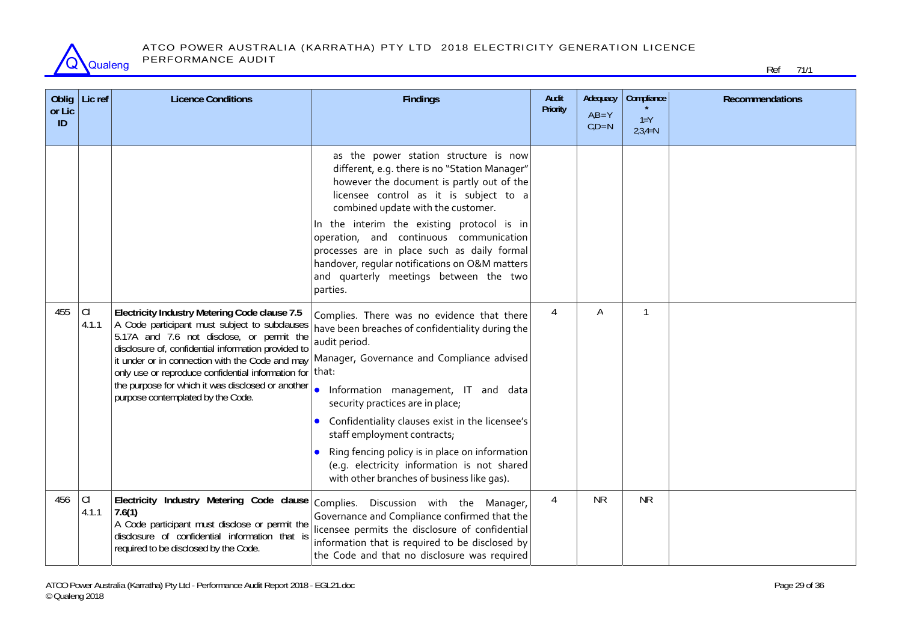| Oblig or Lic ID | Lic ref | Licence Conditions | Findings | Audit Priority | Adequacy A,B=Y C,D=N | Compliance * 1=Y 2,3,4=N | Recommendations |
|---|---|---|---|---|---|---|---|
| | | | as the power station structure is now different, e.g. there is no "Station Manager" however the document is partly out of the licensee control as it is subject to a combined update with the customer.<br>In the interim the existing protocol is in operation, and continuous communication processes are in place such as daily formal handover, regular notifications on O&M matters and quarterly meetings between the two parties. | | | | |
| 455 | Cl 4.1.1 | **Electricity Industry Metering Code clause 7.5**<br>A Code participant must subject to subclauses 5.17A and 7.6 not disclose, or permit the disclosure of, confidential information provided to it under or in connection with the Code and may only use or reproduce confidential information for the purpose for which it was disclosed or another purpose contemplated by the Code. | Complies. There was no evidence that there have been breaches of confidentiality during the audit period.<br>Manager, Governance and Compliance advised that:<br>• Information management, IT and data security practices are in place;<br>• Confidentiality clauses exist in the licensee's staff employment contracts;<br>• Ring fencing policy is in place on information (e.g. electricity information is not shared with other branches of business like gas). | 4 | A | 1 | |
| 456 | Cl 4.1.1 | **Electricity Industry Metering Code clause 7.6(1)**<br>A Code participant must disclose or permit the disclosure of confidential information that is required to be disclosed by the Code. | Complies. Discussion with the Manager, Governance and Compliance confirmed that the licensee permits the disclosure of confidential information that is required to be disclosed by the Code and that no disclosure was required | 4 | NR | NR | |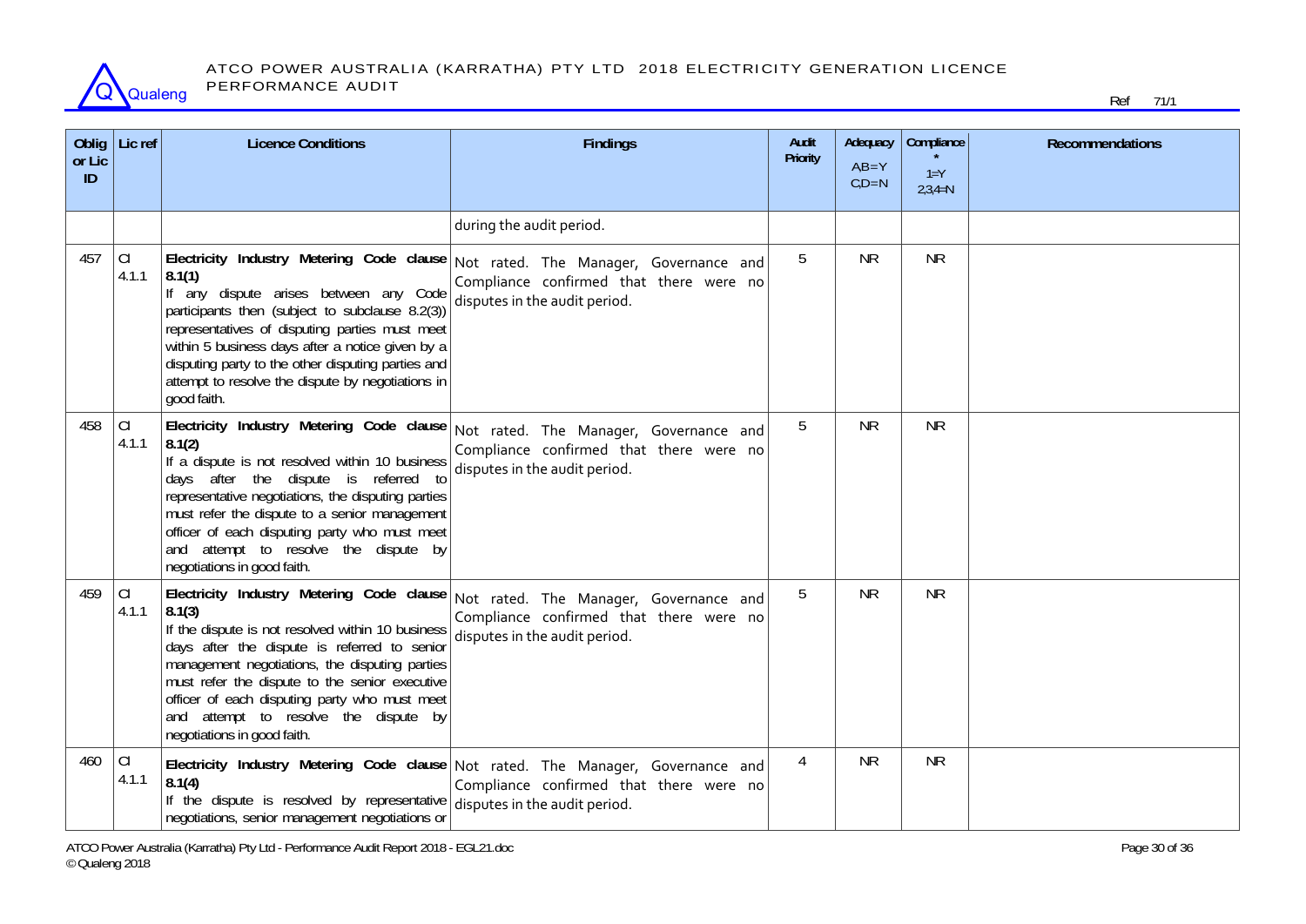| Oblig or Lic ID | Lic ref | Licence Conditions | Findings | Audit Priority | Adequacy AB=Y C,D=N | Compliance * 1=Y 2,3,4=N | Recommendations |
|---|---|---|---|---|---|---|---|
| | | | during the audit period. | | | | |
| 457 | Cl 4.1.1 | **Electricity Industry Metering Code clause 8.1(1)** If any dispute arises between any Code participants then (subject to subclause 8.2(3)) representatives of disputing parties must meet within 5 business days after a notice given by a disputing party to the other disputing parties and attempt to resolve the dispute by negotiations in good faith. | Not rated. The Manager, Governance and Compliance confirmed that there were no disputes in the audit period. | 5 | NR | NR | |
| 458 | Cl 4.1.1 | **Electricity Industry Metering Code clause 8.1(2)** If a dispute is not resolved within 10 business days after the dispute is referred to representative negotiations, the disputing parties must refer the dispute to a senior management officer of each disputing party who must meet and attempt to resolve the dispute by negotiations in good faith. | Not rated. The Manager, Governance and Compliance confirmed that there were no disputes in the audit period. | 5 | NR | NR | |
| 459 | Cl 4.1.1 | **Electricity Industry Metering Code clause 8.1(3)** If the dispute is not resolved within 10 business days after the dispute is referred to senior management negotiations, the disputing parties must refer the dispute to the senior executive officer of each disputing party who must meet and attempt to resolve the dispute by negotiations in good faith. | Not rated. The Manager, Governance and Compliance confirmed that there were no disputes in the audit period. | 5 | NR | NR | |
| 460 | Cl 4.1.1 | **Electricity Industry Metering Code clause 8.1(4)** If the dispute is resolved by representative negotiations, senior management negotiations or | Not rated. The Manager, Governance and Compliance confirmed that there were no disputes in the audit period. | 4 | NR | NR | |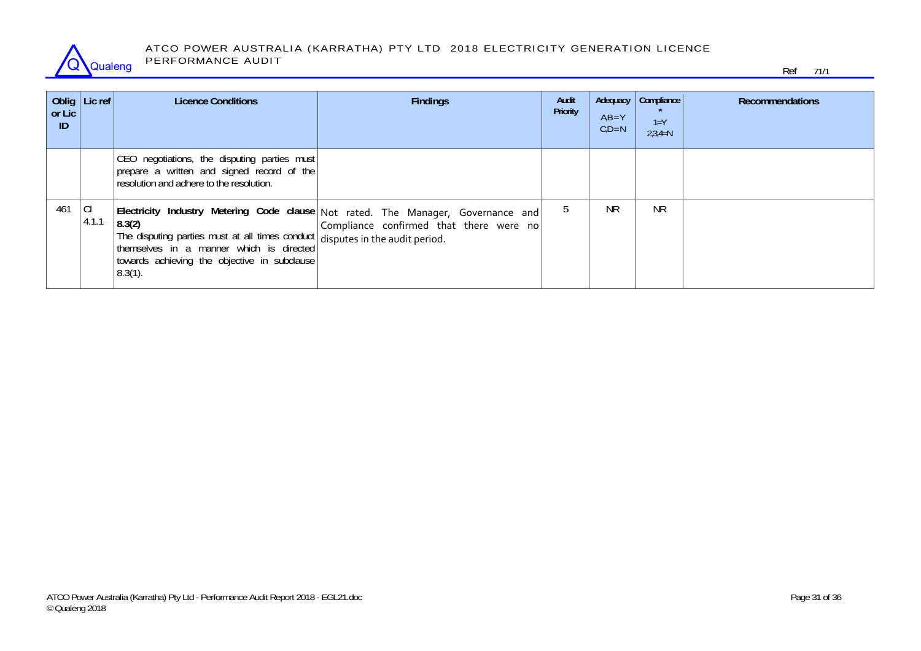| Oblig or Lic ID | Lic ref | Licence Conditions | Findings | Audit Priority | Adequacy AB=Y C,D=N | Compliance * 1=Y 2,3,4=N | Recommendations |
|---|---|---|---|---|---|---|---|
| | | CEO negotiations, the disputing parties must prepare a written and signed record of the resolution and adhere to the resolution. | | | | | |
| 461 | Cl 4.1.1 | **Electricity Industry Metering Code clause 8.3(2)** The disputing parties must at all times conduct themselves in a manner which is directed towards achieving the objective in subclause 8.3(1). | Not rated. The Manager, Governance and Compliance confirmed that there were no disputes in the audit period. | 5 | NR | NR | |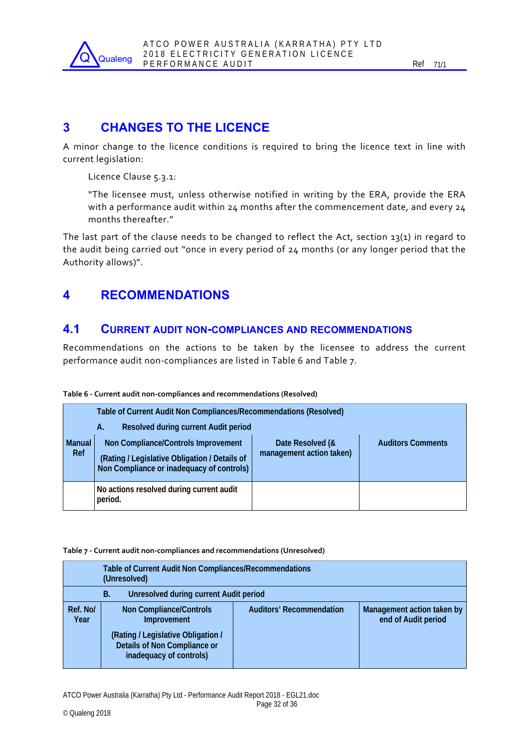# 3 CHANGES TO THE LICENCE

A minor change to the licence conditions is required to bring the licence text in line with current legislation:

> Licence Clause 5.3.1:
>
> "The licensee must, unless otherwise notified in writing by the ERA, provide the ERA with a performance audit within 24 months after the commencement date, and every 24 months thereafter."

The last part of the clause needs to be changed to reflect the Act, section 13(1) in regard to the audit being carried out "once in every period of 24 months (or any longer period that the Authority allows)".

# 4 RECOMMENDATIONS

## 4.1 CURRENT AUDIT NON-COMPLIANCES AND RECOMMENDATIONS

Recommendations on the actions to be taken by the licensee to address the current performance audit non-compliances are listed in Table 6 and Table 7.

**Table 6 - Current audit non-compliances and recommendations (Resolved)**

| | Table of Current Audit Non Compliances/Recommendations (Resolved) | | |
|---|---|---|---|
| | **A. Resolved during current Audit period** | | |
| **Manual Ref** | **Non Compliance/Controls Improvement**<br>**(Rating / Legislative Obligation / Details of Non Compliance or inadequacy of controls)** | **Date Resolved (& management action taken)** | **Auditors Comments** |
| | No actions resolved during current audit period. | | |

**Table 7 - Current audit non-compliances and recommendations (Unresolved)**

| | Table of Current Audit Non Compliances/Recommendations (Unresolved) | | |
|---|---|---|---|
| | **B. Unresolved during current Audit period** | | |
| **Ref. No/ Year** | **Non Compliance/Controls Improvement**<br>**(Rating / Legislative Obligation / Details of Non Compliance or inadequacy of controls)** | **Auditors' Recommendation** | **Management action taken by end of Audit period** |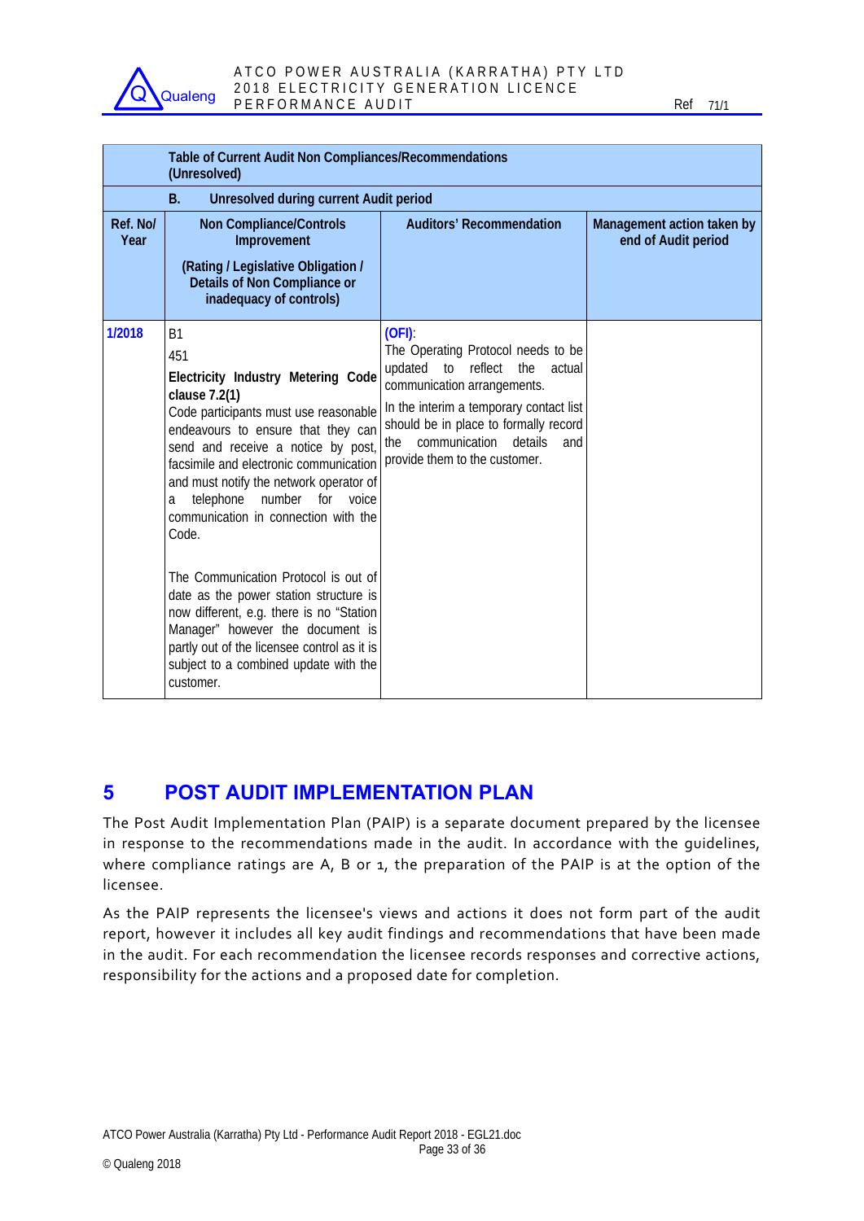| | Table of Current Audit Non Compliances/Recommendations (Unresolved) | | |
|---|---|---|---|
| | **B. Unresolved during current Audit period** | | |
| **Ref. No/ Year** | **Non Compliance/Controls Improvement**<br><br>**(Rating / Legislative Obligation / Details of Non Compliance or inadequacy of controls)** | **Auditors' Recommendation** | **Management action taken by end of Audit period** |
| **1/2018** | B1<br>451<br>**Electricity Industry Metering Code clause 7.2(1)**<br>Code participants must use reasonable endeavours to ensure that they can send and receive a notice by post, facsimile and electronic communication and must notify the network operator of a telephone number for voice communication in connection with the Code.<br><br>The Communication Protocol is out of date as the power station structure is now different, e.g. there is no "Station Manager" however the document is partly out of the licensee control as it is subject to a combined update with the customer. | **(OFI)**:<br>The Operating Protocol needs to be updated to reflect the actual communication arrangements.<br>In the interim a temporary contact list should be in place to formally record the communication details and provide them to the customer. | |

## 5 POST AUDIT IMPLEMENTATION PLAN

The Post Audit Implementation Plan (PAIP) is a separate document prepared by the licensee in response to the recommendations made in the audit. In accordance with the guidelines, where compliance ratings are A, B or 1, the preparation of the PAIP is at the option of the licensee.

As the PAIP represents the licensee's views and actions it does not form part of the audit report, however it includes all key audit findings and recommendations that have been made in the audit. For each recommendation the licensee records responses and corrective actions, responsibility for the actions and a proposed date for completion.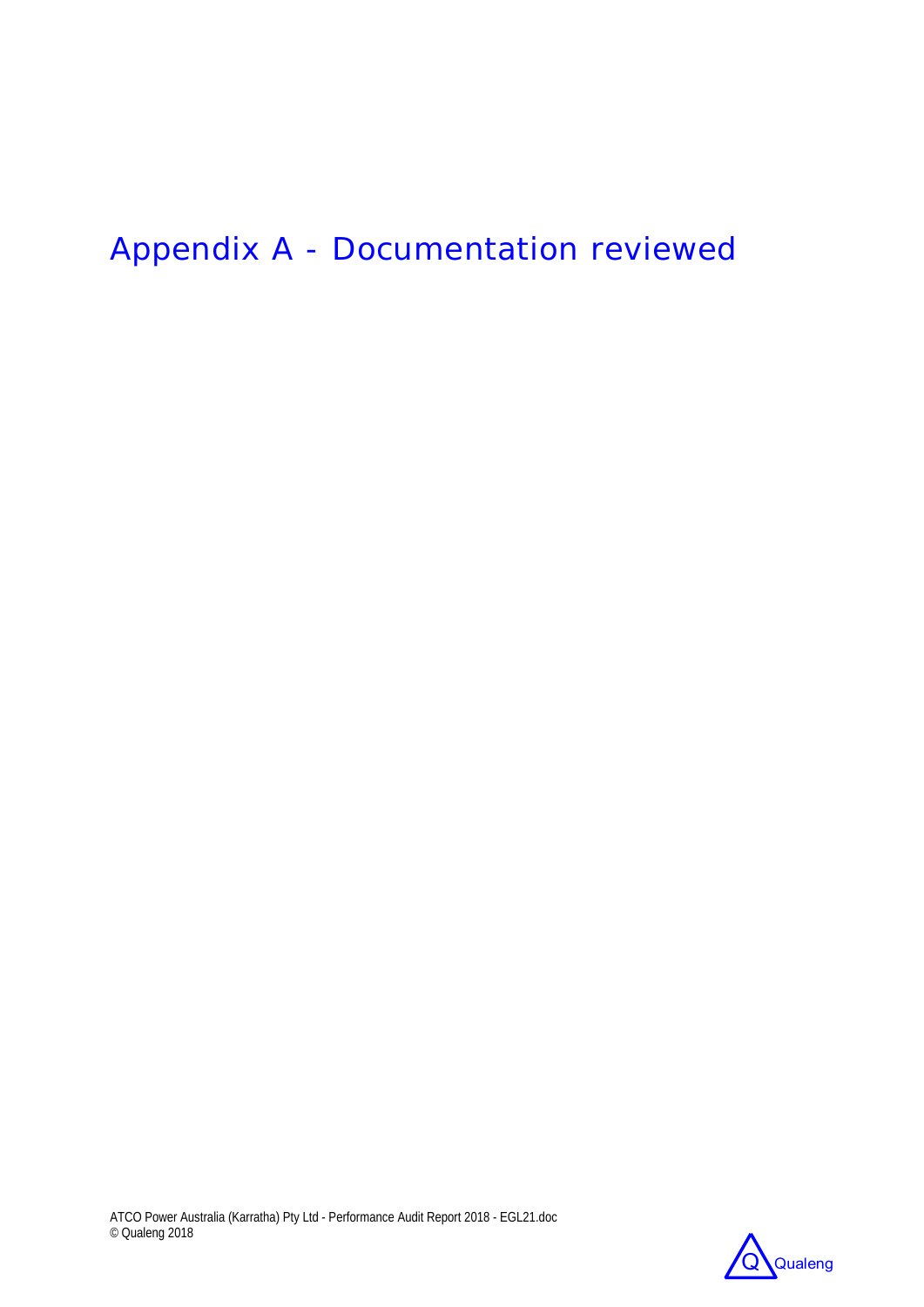# Appendix A - Documentation reviewed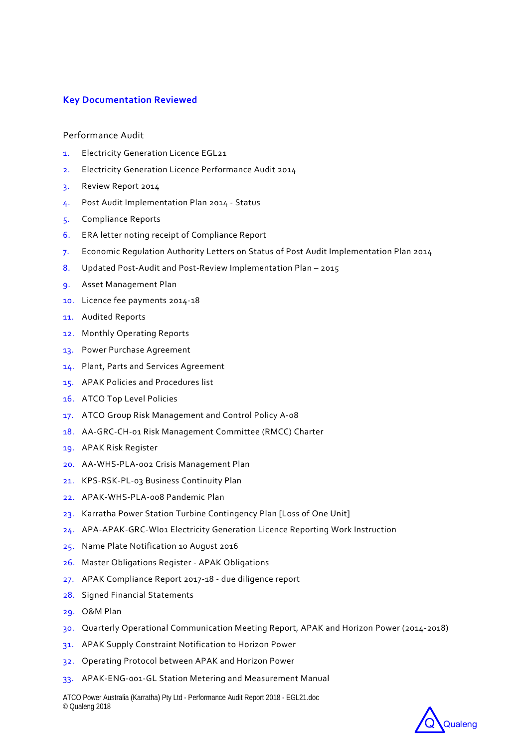## Key Documentation Reviewed

Performance Audit

1. Electricity Generation Licence EGL21
2. Electricity Generation Licence Performance Audit 2014
3. Review Report 2014
4. Post Audit Implementation Plan 2014 - Status
5. Compliance Reports
6. ERA letter noting receipt of Compliance Report
7. Economic Regulation Authority Letters on Status of Post Audit Implementation Plan 2014
8. Updated Post-Audit and Post-Review Implementation Plan – 2015
9. Asset Management Plan
10. Licence fee payments 2014-18
11. Audited Reports
12. Monthly Operating Reports
13. Power Purchase Agreement
14. Plant, Parts and Services Agreement
15. APAK Policies and Procedures list
16. ATCO Top Level Policies
17. ATCO Group Risk Management and Control Policy A-08
18. AA-GRC-CH-01 Risk Management Committee (RMCC) Charter
19. APAK Risk Register
20. AA-WHS-PLA-002 Crisis Management Plan
21. KPS-RSK-PL-03 Business Continuity Plan
22. APAK-WHS-PLA-008 Pandemic Plan
23. Karratha Power Station Turbine Contingency Plan [Loss of One Unit]
24. APA-APAK-GRC-WI01 Electricity Generation Licence Reporting Work Instruction
25. Name Plate Notification 10 August 2016
26. Master Obligations Register - APAK Obligations
27. APAK Compliance Report 2017-18 - due diligence report
28. Signed Financial Statements
29. O&M Plan
30. Quarterly Operational Communication Meeting Report, APAK and Horizon Power (2014-2018)
31. APAK Supply Constraint Notification to Horizon Power
32. Operating Protocol between APAK and Horizon Power
33. APAK-ENG-001-GL Station Metering and Measurement Manual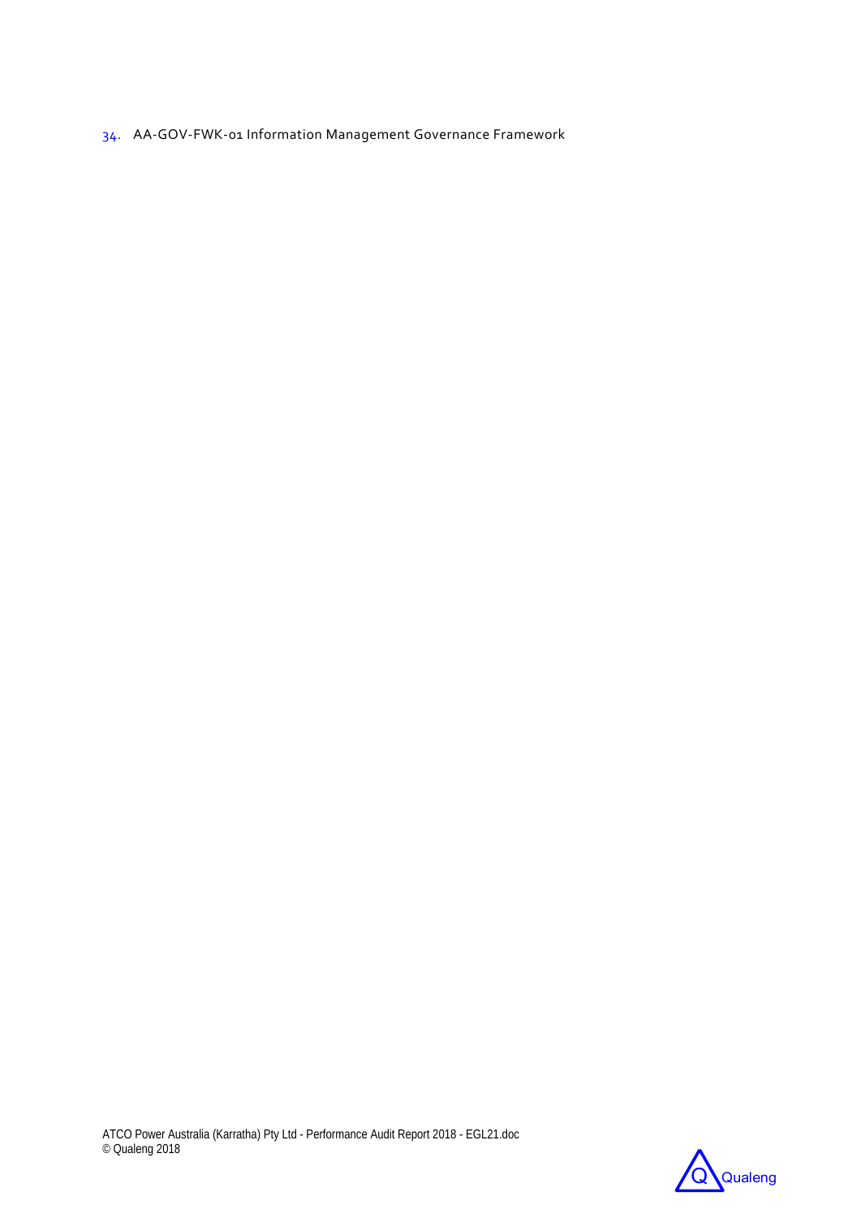34. AA-GOV-FWK-01 Information Management Governance Framework